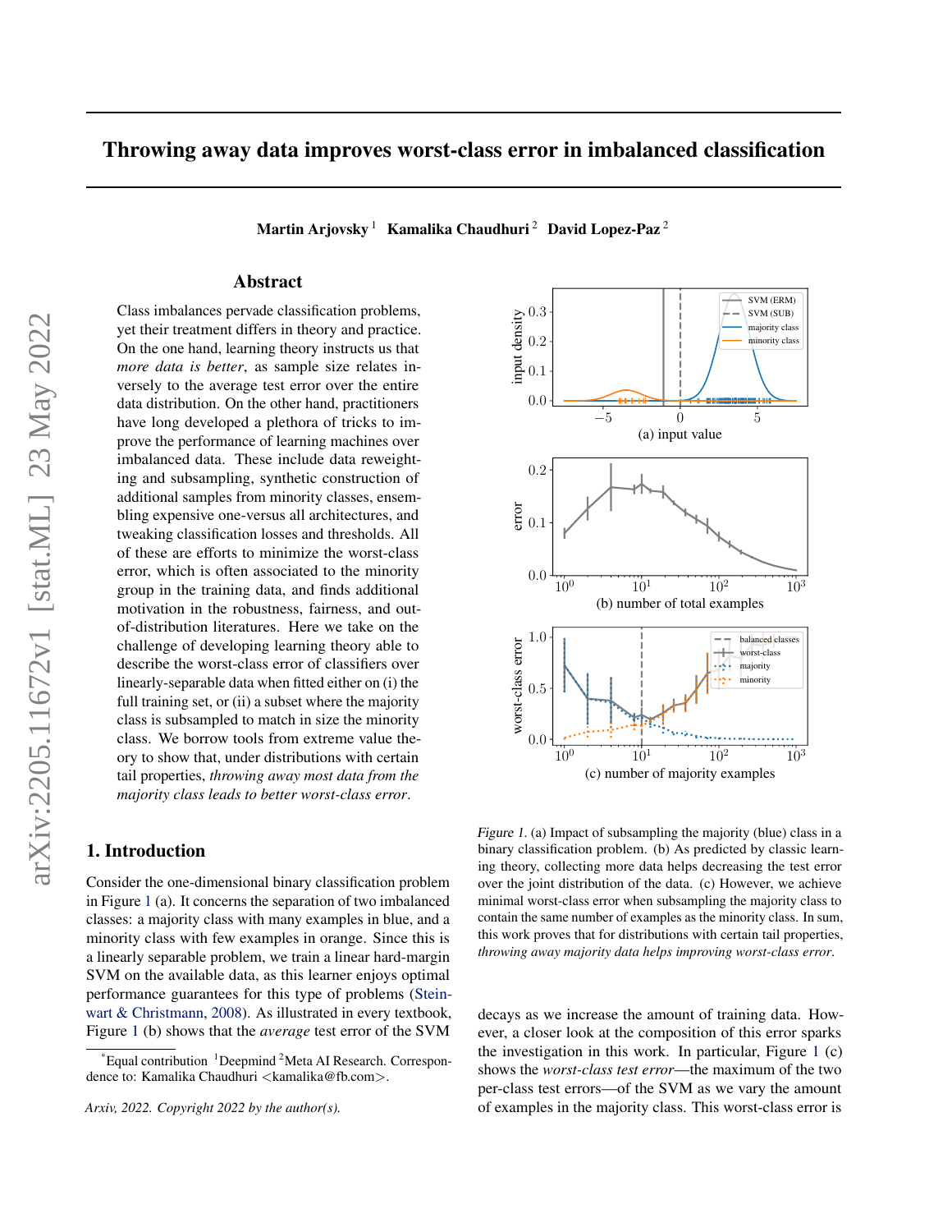# Throwing away data improves worst-class error in imbalanced classification

**Martin Arjovsky** [1] **Kamalika Chaudhuri** [2] **David Lopez-Paz** [2]

## Abstract

Class imbalances pervade classification problems, yet their treatment differs in theory and practice. On the one hand, learning theory instructs us that *more data is better*, as sample size relates inversely to the average test error over the entire data distribution. On the other hand, practitioners have long developed a plethora of tricks to improve the performance of learning machines over imbalanced data. These include data reweighting and subsampling, synthetic construction of additional samples from minority classes, ensembling expensive one-versus all architectures, and tweaking classification losses and thresholds. All of these are efforts to minimize the worst-class error, which is often associated to the minority group in the training data, and finds additional motivation in the robustness, fairness, and out-of-distribution literatures. Here we take on the challenge of developing learning theory able to describe the worst-class error of classifiers over linearly-separable data when fitted either on (i) the full training set, or (ii) a subset where the majority class is subsampled to match in size the minority class. We borrow tools from extreme value theory to show that, under distributions with certain tail properties, *throwing away most data from the majority class leads to better worst-class error*.

*Figure 1.* (a) Impact of subsampling the majority (blue) class in a binary classification problem. (b) As predicted by classic learning theory, collecting more data helps decreasing the test error over the joint distribution of the data. (c) However, we achieve minimal worst-class error when subsampling the majority class to contain the same number of examples as the minority class. In sum, this work proves that for distributions with certain tail properties, *throwing away majority data helps improving worst-class error*.

## 1. Introduction

Consider the one-dimensional binary classification problem in Figure 1 (a). It concerns the separation of two imbalanced classes: a majority class with many examples in blue, and a minority class with few examples in orange. Since this is a linearly separable problem, we train a linear hard-margin SVM on the available data, as this learner enjoys optimal performance guarantees for this type of problems (Steinwart & Christmann, 2008). As illustrated in every textbook, Figure 1 (b) shows that the *average* test error of the SVM decays as we increase the amount of training data. However, a closer look at the composition of this error sparks the investigation in this work. In particular, Figure 1 (c) shows the *worst-class test error*—the maximum of the two per-class test errors—of the SVM as we vary the amount of examples in the majority class. This worst-class error is

*Equal contribution [1]Deepmind [2]Meta AI Research. Correspondence to: Kamalika Chaudhuri <kamalika@fb.com>.

*Arxiv, 2022. Copyright 2022 by the author(s).*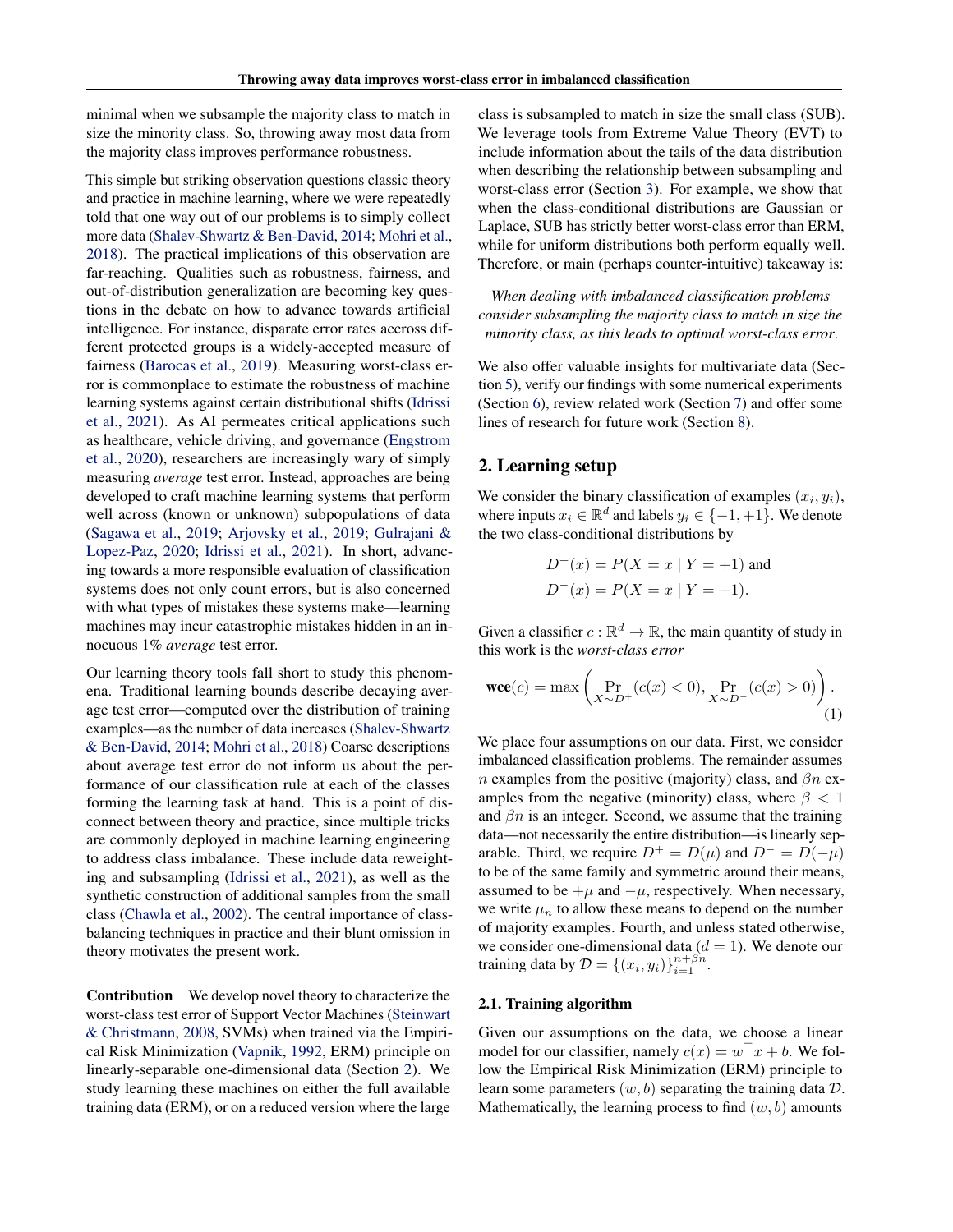minimal when we subsample the majority class to match in size the minority class. So, throwing away most data from the majority class improves performance robustness.

This simple but striking observation questions classic theory and practice in machine learning, where we were repeatedly told that one way out of our problems is to simply collect more data (Shalev-Shwartz & Ben-David, 2014; Mohri et al., 2018). The practical implications of this observation are far-reaching. Qualities such as robustness, fairness, and out-of-distribution generalization are becoming key questions in the debate on how to advance towards artificial intelligence. For instance, disparate error rates accross different protected groups is a widely-accepted measure of fairness (Barocas et al., 2019). Measuring worst-class error is commonplace to estimate the robustness of machine learning systems against certain distributional shifts (Idrissi et al., 2021). As AI permeates critical applications such as healthcare, vehicle driving, and governance (Engstrom et al., 2020), researchers are increasingly wary of simply measuring *average* test error. Instead, approaches are being developed to craft machine learning systems that perform well across (known or unknown) subpopulations of data (Sagawa et al., 2019; Arjovsky et al., 2019; Gulrajani & Lopez-Paz, 2020; Idrissi et al., 2021). In short, advancing towards a more responsible evaluation of classification systems does not only count errors, but is also concerned with what types of mistakes these systems make—learning machines may incur catastrophic mistakes hidden in an innocuous 1% *average* test error.

Our learning theory tools fall short to study this phenomena. Traditional learning bounds describe decaying average test error—computed over the distribution of training examples—as the number of data increases (Shalev-Shwartz & Ben-David, 2014; Mohri et al., 2018) Coarse descriptions about average test error do not inform us about the performance of our classification rule at each of the classes forming the learning task at hand. This is a point of disconnect between theory and practice, since multiple tricks are commonly deployed in machine learning engineering to address class imbalance. These include data reweighting and subsampling (Idrissi et al., 2021), as well as the synthetic construction of additional samples from the small class (Chawla et al., 2002). The central importance of class-balancing techniques in practice and their blunt omission in theory motivates the present work.

**Contribution** We develop novel theory to characterize the worst-class test error of Support Vector Machines (Steinwart & Christmann, 2008, SVMs) when trained via the Empirical Risk Minimization (Vapnik, 1992, ERM) principle on linearly-separable one-dimensional data (Section 2). We study learning these machines on either the full available training data (ERM), or on a reduced version where the large class is subsampled to match in size the small class (SUB). We leverage tools from Extreme Value Theory (EVT) to include information about the tails of the data distribution when describing the relationship between subsampling and worst-class error (Section 3). For example, we show that when the class-conditional distributions are Gaussian or Laplace, SUB has strictly better worst-class error than ERM, while for uniform distributions both perform equally well. Therefore, or main (perhaps counter-intuitive) takeaway is:

*When dealing with imbalanced classification problems consider subsampling the majority class to match in size the minority class, as this leads to optimal worst-class error.*

We also offer valuable insights for multivariate data (Section 5), verify our findings with some numerical experiments (Section 6), review related work (Section 7) and offer some lines of research for future work (Section 8).

## 2. Learning setup

We consider the binary classification of examples $(x_i, y_i)$, where inputs $x_i \in \mathbb{R}^d$ and labels $y_i \in \{-1, +1\}$. We denote the two class-conditional distributions by

$$D^+(x) = P(X = x \mid Y = +1) \text{ and}$$
$$D^-(x) = P(X = x \mid Y = -1).$$

Given a classifier $c : \mathbb{R}^d \to \mathbb{R}$, the main quantity of study in this work is the *worst-class error*

$$\textbf{wce}(c) = \max \left( \Pr_{X \sim D^+}(c(x) < 0), \Pr_{X \sim D^-}(c(x) > 0) \right). \tag{1}$$

We place four assumptions on our data. First, we consider imbalanced classification problems. The remainder assumes $n$ examples from the positive (majority) class, and $\beta n$ examples from the negative (minority) class, where $\beta < 1$ and $\beta n$ is an integer. Second, we assume that the training data—not necessarily the entire distribution—is linearly separable. Third, we require $D^+ = D(\mu)$ and $D^- = D(-\mu)$ to be of the same family and symmetric around their means, assumed to be $+\mu$ and $-\mu$, respectively. When necessary, we write $\mu_n$ to allow these means to depend on the number of majority examples. Fourth, and unless stated otherwise, we consider one-dimensional data ($d = 1$). We denote our training data by $\mathcal{D} = \{(x_i, y_i)\}_{i=1}^{n+\beta n}$.

### 2.1. Training algorithm

Given our assumptions on the data, we choose a linear model for our classifier, namely $c(x) = w^\top x + b$. We follow the Empirical Risk Minimization (ERM) principle to learn some parameters $(w, b)$ separating the training data $\mathcal{D}$. Mathematically, the learning process to find $(w, b)$ amounts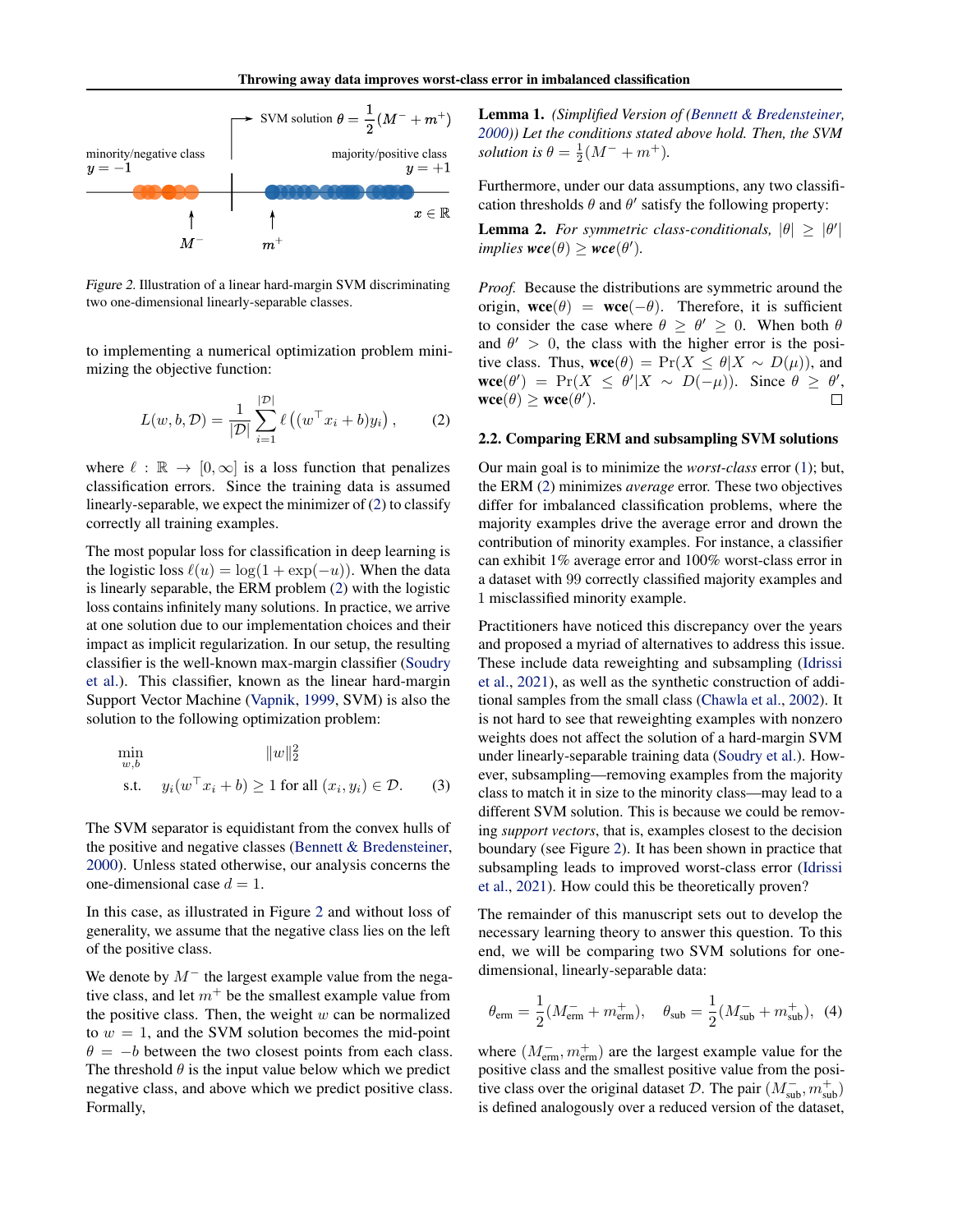Figure 2. Illustration of a linear hard-margin SVM discriminating two one-dimensional linearly-separable classes.

to implementing a numerical optimization problem minimizing the objective function:

$$L(w, b, \mathcal{D}) = \frac{1}{|\mathcal{D}|} \sum_{i=1}^{|\mathcal{D}|} \ell\left((w^\top x_i + b) y_i\right), \tag{2}$$

where $\ell : \mathbb{R} \to [0, \infty]$ is a loss function that penalizes classification errors. Since the training data is assumed linearly-separable, we expect the minimizer of (2) to classify correctly all training examples.

The most popular loss for classification in deep learning is the logistic loss $\ell(u) = \log(1 + \exp(-u))$. When the data is linearly separable, the ERM problem (2) with the logistic loss contains infinitely many solutions. In practice, we arrive at one solution due to our implementation choices and their impact as implicit regularization. In our setup, the resulting classifier is the well-known max-margin classifier (Soudry et al.). This classifier, known as the linear hard-margin Support Vector Machine (Vapnik, 1999, SVM) is also the solution to the following optimization problem:

$$\begin{aligned} \min_{w,b} \quad & \|w\|_2^2 \\ \text{s.t.} \quad & y_i(w^\top x_i + b) \geq 1 \text{ for all } (x_i, y_i) \in \mathcal{D}. \end{aligned} \tag{3}$$

The SVM separator is equidistant from the convex hulls of the positive and negative classes (Bennett & Bredensteiner, 2000). Unless stated otherwise, our analysis concerns the one-dimensional case $d = 1$.

In this case, as illustrated in Figure 2 and without loss of generality, we assume that the negative class lies on the left of the positive class.

We denote by $M^-$ the largest example value from the negative class, and let $m^+$ be the smallest example value from the positive class. Then, the weight $w$ can be normalized to $w = 1$, and the SVM solution becomes the mid-point $\theta = -b$ between the two closest points from each class. The threshold $\theta$ is the input value below which we predict negative class, and above which we predict positive class. Formally,

**Lemma 1.** *(Simplified Version of (Bennett & Bredensteiner, 2000)) Let the conditions stated above hold. Then, the SVM solution is* $\theta = \frac{1}{2}(M^- + m^+)$.

Furthermore, under our data assumptions, any two classification thresholds $\theta$ and $\theta'$ satisfy the following property:

**Lemma 2.** *For symmetric class-conditionals,* $|\theta| \geq |\theta'|$ *implies* $\textbf{wce}(\theta) \geq \textbf{wce}(\theta')$.

*Proof.* Because the distributions are symmetric around the origin, $\textbf{wce}(\theta) = \textbf{wce}(-\theta)$. Therefore, it is sufficient to consider the case where $\theta \geq \theta' \geq 0$. When both $\theta$ and $\theta' > 0$, the class with the higher error is the positive class. Thus, $\textbf{wce}(\theta) = \Pr(X \leq \theta | X \sim D(\mu))$, and $\textbf{wce}(\theta') = \Pr(X \leq \theta' | X \sim D(-\mu))$. Since $\theta \geq \theta'$, $\textbf{wce}(\theta) \geq \textbf{wce}(\theta')$. □

## 2.2. Comparing ERM and subsampling SVM solutions

Our main goal is to minimize the *worst-class* error (1); but, the ERM (2) minimizes *average* error. These two objectives differ for imbalanced classification problems, where the majority examples drive the average error and drown the contribution of minority examples. For instance, a classifier can exhibit 1% average error and 100% worst-class error in a dataset with 99 correctly classified majority examples and 1 misclassified minority example.

Practitioners have noticed this discrepancy over the years and proposed a myriad of alternatives to address this issue. These include data reweighting and subsampling (Idrissi et al., 2021), as well as the synthetic construction of additional samples from the small class (Chawla et al., 2002). It is not hard to see that reweighting examples with nonzero weights does not affect the solution of a hard-margin SVM under linearly-separable training data (Soudry et al.). However, subsampling—removing examples from the majority class to match it in size to the minority class—may lead to a different SVM solution. This is because we could be removing *support vectors*, that is, examples closest to the decision boundary (see Figure 2). It has been shown in practice that subsampling leads to improved worst-class error (Idrissi et al., 2021). How could this be theoretically proven?

The remainder of this manuscript sets out to develop the necessary learning theory to answer this question. To this end, we will be comparing two SVM solutions for one-dimensional, linearly-separable data:

$$\theta_{\text{erm}} = \frac{1}{2}(M^-_{\text{erm}} + m^+_{\text{erm}}), \quad \theta_{\text{sub}} = \frac{1}{2}(M^-_{\text{sub}} + m^+_{\text{sub}}), \tag{4}$$

where $(M^-_{\text{erm}}, m^+_{\text{erm}})$ are the largest example value for the positive class and the smallest positive value from the positive class over the original dataset $\mathcal{D}$. The pair $(M^-_{\text{sub}}, m^+_{\text{sub}})$ is defined analogously over a reduced version of the dataset,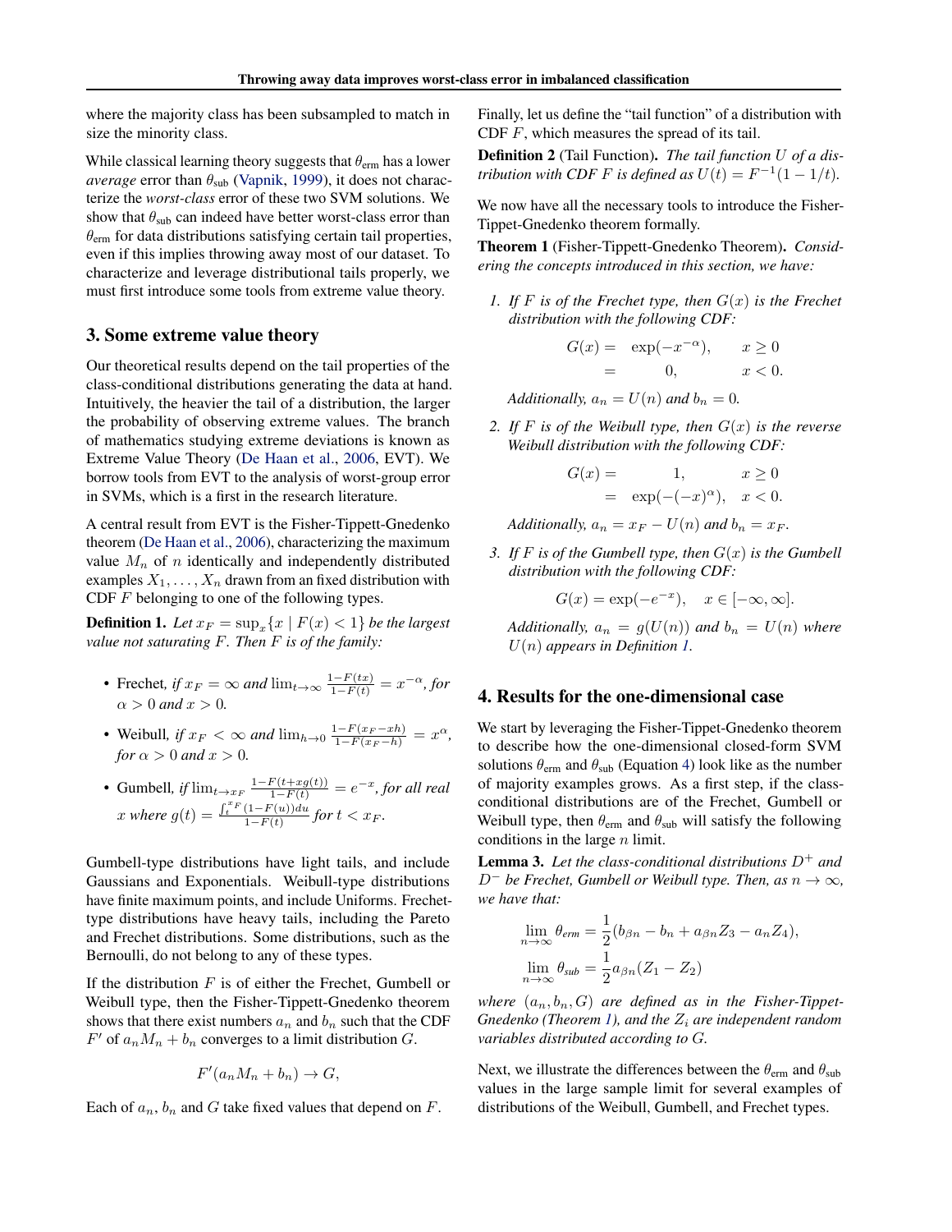where the majority class has been subsampled to match in size the minority class.

While classical learning theory suggests that $\theta_{\text{erm}}$ has a lower *average* error than $\theta_{\text{sub}}$ (Vapnik, 1999), it does not characterize the *worst-class* error of these two SVM solutions. We show that $\theta_{\text{sub}}$ can indeed have better worst-class error than $\theta_{\text{erm}}$ for data distributions satisfying certain tail properties, even if this implies throwing away most of our dataset. To characterize and leverage distributional tails properly, we must first introduce some tools from extreme value theory.

## 3. Some extreme value theory

Our theoretical results depend on the tail properties of the class-conditional distributions generating the data at hand. Intuitively, the heavier the tail of a distribution, the larger the probability of observing extreme values. The branch of mathematics studying extreme deviations is known as Extreme Value Theory (De Haan et al., 2006, EVT). We borrow tools from EVT to the analysis of worst-group error in SVMs, which is a first in the research literature.

A central result from EVT is the Fisher-Tippett-Gnedenko theorem (De Haan et al., 2006), characterizing the maximum value $M_n$ of $n$ identically and independently distributed examples $X_1, \ldots, X_n$ drawn from an fixed distribution with CDF $F$ belonging to one of the following types.

**Definition 1.** *Let $x_F = \sup_x \{x \mid F(x) < 1\}$ be the largest value not saturating $F$. Then $F$ is of the family:*

- Frechet, *if $x_F = \infty$ and $\lim_{t\to\infty} \frac{1-F(tx)}{1-F(t)} = x^{-\alpha}$, for $\alpha > 0$ and $x > 0$.*
- Weibull, *if $x_F < \infty$ and $\lim_{h\to 0} \frac{1-F(x_F - xh)}{1-F(x_F - h)} = x^{\alpha}$, for $\alpha > 0$ and $x > 0$.*
- Gumbell, *if $\lim_{t\to x_F} \frac{1-F(t+xg(t))}{1-F(t)} = e^{-x}$, for all real $x$ where $g(t) = \frac{\int_t^{x_F}(1-F(u))du}{1-F(t)}$ for $t < x_F$.*

Gumbell-type distributions have light tails, and include Gaussians and Exponentials. Weibull-type distributions have finite maximum points, and include Uniforms. Frechet-type distributions have heavy tails, including the Pareto and Frechet distributions. Some distributions, such as the Bernoulli, do not belong to any of these types.

If the distribution $F$ is of either the Frechet, Gumbell or Weibull type, then the Fisher-Tippett-Gnedenko theorem shows that there exist numbers $a_n$ and $b_n$ such that the CDF $F'$ of $a_n M_n + b_n$ converges to a limit distribution $G$.

$$F'(a_n M_n + b_n) \to G,$$

Each of $a_n$, $b_n$ and $G$ take fixed values that depend on $F$.

Finally, let us define the "tail function" of a distribution with CDF $F$, which measures the spread of its tail.

**Definition 2** (Tail Function)**.** *The tail function $U$ of a distribution with CDF $F$ is defined as $U(t) = F^{-1}(1 - 1/t)$.*

We now have all the necessary tools to introduce the Fisher-Tippett-Gnedenko theorem formally.

**Theorem 1** (Fisher-Tippett-Gnedenko Theorem)**.** *Considering the concepts introduced in this section, we have:*

1. *If $F$ is of the Frechet type, then $G(x)$ is the Frechet distribution with the following CDF:*
$$\begin{aligned} G(x) &= \exp(-x^{-\alpha}), \quad & x \geq 0 \\ &= 0, & x < 0. \end{aligned}$$
*Additionally, $a_n = U(n)$ and $b_n = 0$.*

2. *If $F$ is of the Weibull type, then $G(x)$ is the reverse Weibull distribution with the following CDF:*
$$\begin{aligned} G(x) &= 1, & x \geq 0 \\ &= \exp(-(-x)^{\alpha}), \quad & x < 0. \end{aligned}$$
*Additionally, $a_n = x_F - U(n)$ and $b_n = x_F$.*

3. *If $F$ is of the Gumbell type, then $G(x)$ is the Gumbell distribution with the following CDF:*
$$G(x) = \exp(-e^{-x}), \quad x \in [-\infty, \infty].$$
*Additionally, $a_n = g(U(n))$ and $b_n = U(n)$ where $U(n)$ appears in Definition 1.*

## 4. Results for the one-dimensional case

We start by leveraging the Fisher-Tippett-Gnedenko theorem to describe how the one-dimensional closed-form SVM solutions $\theta_{\text{erm}}$ and $\theta_{\text{sub}}$ (Equation 4) look like as the number of majority examples grows. As a first step, if the class-conditional distributions are of the Frechet, Gumbell or Weibull type, then $\theta_{\text{erm}}$ and $\theta_{\text{sub}}$ will satisfy the following conditions in the large $n$ limit.

**Lemma 3.** *Let the class-conditional distributions $D^+$ and $D^-$ be Frechet, Gumbell or Weibull type. Then, as $n \to \infty$, we have that:*

$$\lim_{n\to\infty} \theta_{\textit{erm}} = \frac{1}{2}(b_{\beta n} - b_n + a_{\beta n} Z_3 - a_n Z_4),$$
$$\lim_{n\to\infty} \theta_{\textit{sub}} = \frac{1}{2} a_{\beta n}(Z_1 - Z_2)$$

*where $(a_n, b_n, G)$ are defined as in the Fisher-Tippet-Gnedenko (Theorem 1), and the $Z_i$ are independent random variables distributed according to $G$.*

Next, we illustrate the differences between the $\theta_{\text{erm}}$ and $\theta_{\text{sub}}$ values in the large sample limit for several examples of distributions of the Weibull, Gumbell, and Frechet types.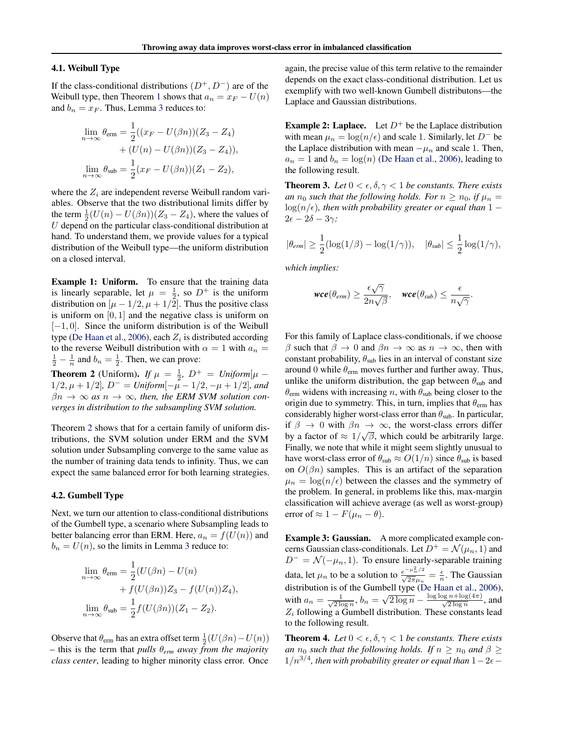### 4.1. Weibull Type

If the class-conditional distributions $(D^+, D^-)$ are of the Weibull type, then Theorem 1 shows that $a_n = x_F - U(n)$ and $b_n = x_F$. Thus, Lemma 3 reduces to:

$$
\begin{aligned}
\lim_{n\to\infty} \theta_{\text{erm}} &= \frac{1}{2}((x_F - U(\beta n))(Z_3 - Z_4) \\
&\quad + (U(n) - U(\beta n))(Z_3 - Z_4)), \\
\lim_{n\to\infty} \theta_{\text{sub}} &= \frac{1}{2}(x_F - U(\beta n))(Z_1 - Z_2),
\end{aligned}
$$

where the $Z_i$ are independent reverse Weibull random variables. Observe that the two distributional limits differ by the term $\frac{1}{2}(U(n) - U(\beta n))(Z_3 - Z_4)$, where the values of $U$ depend on the particular class-conditional distribution at hand. To understand them, we provide values for a typical distribution of the Weibull type—the uniform distribution on a closed interval.

**Example 1: Uniform.** To ensure that the training data is linearly separable, let $\mu = \frac{1}{2}$, so $D^+$ is the uniform distribution on $[\mu - 1/2, \mu + 1/2]$. Thus the positive class is uniform on $[0, 1]$ and the negative class is uniform on $[-1, 0]$. Since the uniform distribution is of the Weibull type (De Haan et al., 2006), each $Z_i$ is distributed according to the reverse Weibull distribution with $\alpha = 1$ with $a_n = \frac{1}{2} - \frac{1}{n}$ and $b_n = \frac{1}{2}$. Then, we can prove:

**Theorem 2** (Uniform). *If $\mu = \frac{1}{2}$, $D^+ = Uniform[\mu - 1/2, \mu + 1/2]$, $D^- = Uniform[-\mu - 1/2, -\mu + 1/2]$, and $\beta n \to \infty$ as $n \to \infty$, then, the ERM SVM solution converges in distribution to the subsampling SVM solution.*

Theorem 2 shows that for a certain family of uniform distributions, the SVM solution under ERM and the SVM solution under Subsampling converge to the same value as the number of training data tends to infinity. Thus, we can expect the same balanced error for both learning strategies.

### 4.2. Gumbell Type

Next, we turn our attention to class-conditional distributions of the Gumbell type, a scenario where Subsampling leads to better balancing error than ERM. Here, $a_n = f(U(n))$ and $b_n = U(n)$, so the limits in Lemma 3 reduce to:

$$
\begin{aligned}
\lim_{n\to\infty} \theta_{\text{erm}} &= \frac{1}{2}(U(\beta n) - U(n) \\
&\quad + f(U(\beta n))Z_3 - f(U(n))Z_4), \\
\lim_{n\to\infty} \theta_{\text{sub}} &= \frac{1}{2}f(U(\beta n))(Z_1 - Z_2).
\end{aligned}
$$

Observe that $\theta_{\text{erm}}$ has an extra offset term $\frac{1}{2}(U(\beta n) - U(n))$ – this is the term that *pulls $\theta_{erm}$ away from the majority class center*, leading to higher minority class error. Once again, the precise value of this term relative to the remainder depends on the exact class-conditional distribution. Let us exemplify with two well-known Gumbell distributons—the Laplace and Gaussian distributions.

**Example 2: Laplace.** Let $D^+$ be the Laplace distribution with mean $\mu_n = \log(n/\epsilon)$ and scale 1. Similarly, let $D^-$ be the Laplace distribution with mean $-\mu_n$ and scale 1. Then, $a_n = 1$ and $b_n = \log(n)$ (De Haan et al., 2006), leading to the following result.

**Theorem 3.** *Let $0 < \epsilon, \delta, \gamma < 1$ be constants. There exists an $n_0$ such that the following holds. For $n \geq n_0$, if $\mu_n = \log(n/\epsilon)$, then with probability greater or equal than $1 - 2\epsilon - 2\delta - 3\gamma$:*

$$
|\theta_{erm}| \geq \frac{1}{2}(\log(1/\beta) - \log(1/\gamma)), \quad |\theta_{sub}| \leq \frac{1}{2}\log(1/\gamma),
$$

*which implies:*

$$
\textbf{\textit{wce}}(\theta_{erm}) \geq \frac{\epsilon\sqrt{\gamma}}{2n\sqrt{\beta}}, \quad \textbf{\textit{wce}}(\theta_{sub}) \leq \frac{\epsilon}{n\sqrt{\gamma}}.
$$

For this family of Laplace class-conditionals, if we choose $\beta$ such that $\beta \to 0$ and $\beta n \to \infty$ as $n \to \infty$, then with constant probability, $\theta_{\text{sub}}$ lies in an interval of constant size around 0 while $\theta_{\text{erm}}$ moves further and further away. Thus, unlike the uniform distribution, the gap between $\theta_{\text{sub}}$ and $\theta_{\text{erm}}$ widens with increasing $n$, with $\theta_{\text{sub}}$ being closer to the origin due to symmetry. This, in turn, implies that $\theta_{\text{erm}}$ has considerably higher worst-class error than $\theta_{\text{sub}}$. In particular, if $\beta \to 0$ with $\beta n \to \infty$, the worst-class errors differ by a factor of $\approx 1/\sqrt{\beta}$, which could be arbitrarily large. Finally, we note that while it might seem slightly unusual to have worst-class error of $\theta_{\text{sub}} \approx O(1/n)$ since $\theta_{\text{sub}}$ is based on $O(\beta n)$ samples. This is an artifact of the separation $\mu_n = \log(n/\epsilon)$ between the classes and the symmetry of the problem. In general, in problems like this, max-margin classification will achieve average (as well as worst-group) error of $\approx 1 - F(\mu_n - \theta)$.

**Example 3: Gaussian.** A more complicated example concerns Gaussian class-conditionals. Let $D^+ = \mathcal{N}(\mu_n, 1)$ and $D^- = \mathcal{N}(-\mu_n, 1)$. To ensure linearly-separable training data, let $\mu_n$ to be a solution to $\frac{e^{-\mu_n^2/2}}{\sqrt{2\pi}\mu_n} = \frac{\epsilon}{n}$. The Gaussian distribution is of the Gumbell type (De Haan et al., 2006), with $a_n = \frac{1}{\sqrt{2\log n}}$, $b_n = \sqrt{2\log n} - \frac{\log\log n + \log(4\pi)}{\sqrt{2\log n}}$, and $Z_i$ following a Gumbell distribution. These constants lead to the following result.

**Theorem 4.** *Let $0 < \epsilon, \delta, \gamma < 1$ be constants. There exists an $n_0$ such that the following holds. If $n \geq n_0$ and $\beta \geq 1/n^{3/4}$, then with probability greater or equal than $1 - 2\epsilon -$*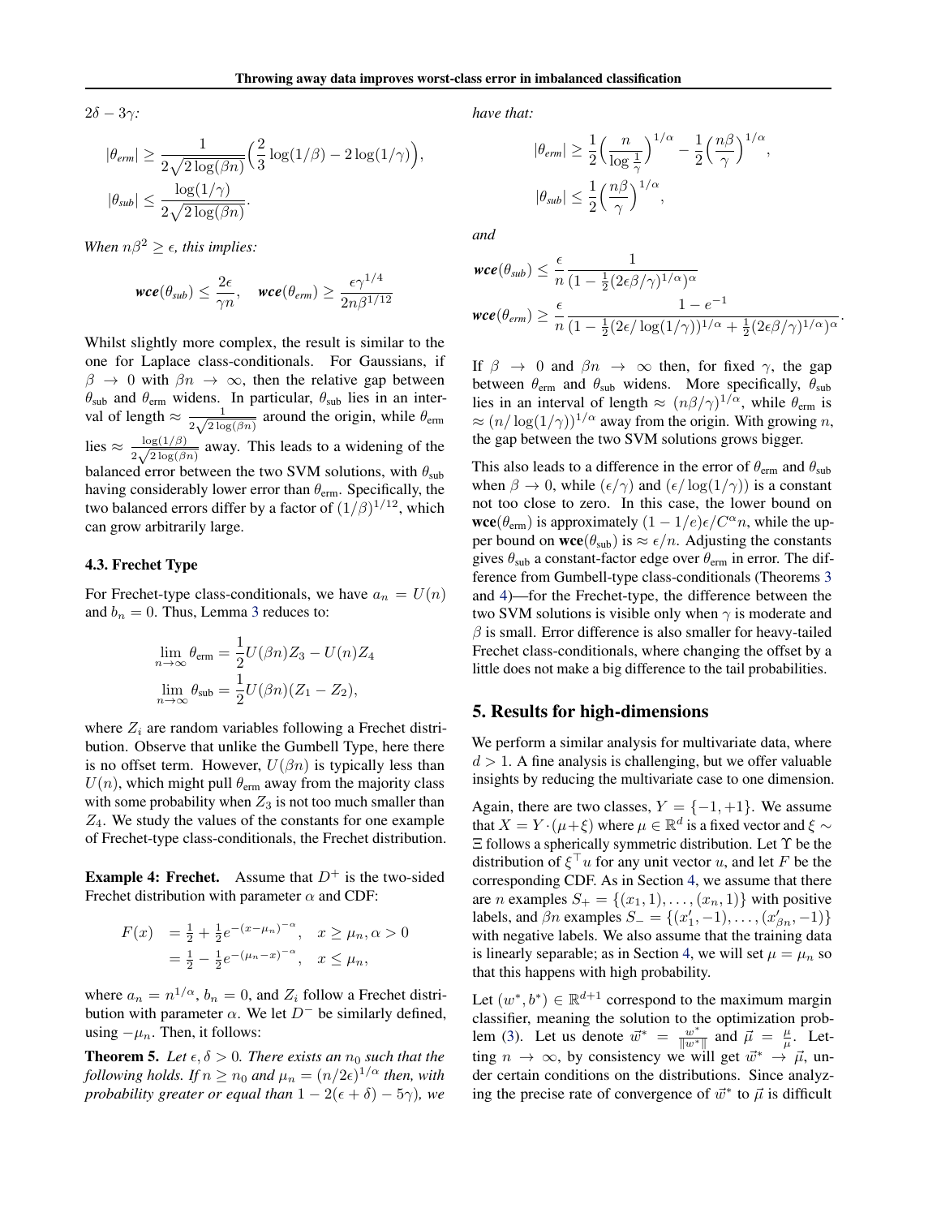$2\delta - 3\gamma$:

$$|\theta_{erm}| \geq \frac{1}{2\sqrt{2\log(\beta n)}}\Big(\frac{2}{3}\log(1/\beta) - 2\log(1/\gamma)\Big),$$
$$|\theta_{sub}| \leq \frac{\log(1/\gamma)}{2\sqrt{2\log(\beta n)}}.$$

*When $n\beta^2 \geq \epsilon$, this implies:*

$$\textbf{wce}(\theta_{sub}) \leq \frac{2\epsilon}{\gamma n}, \quad \textbf{wce}(\theta_{erm}) \geq \frac{\epsilon\gamma^{1/4}}{2n\beta^{1/12}}$$

Whilst slightly more complex, the result is similar to the one for Laplace class-conditionals. For Gaussians, if $\beta \to 0$ with $\beta n \to \infty$, then the relative gap between $\theta_{\text{sub}}$ and $\theta_{\text{erm}}$ widens. In particular, $\theta_{\text{sub}}$ lies in an interval of length $\approx \frac{1}{2\sqrt{2\log(\beta n)}}$ around the origin, while $\theta_{\text{erm}}$ lies $\approx \frac{\log(1/\beta)}{2\sqrt{2\log(\beta n)}}$ away. This leads to a widening of the balanced error between the two SVM solutions, with $\theta_{\text{sub}}$ having considerably lower error than $\theta_{\text{erm}}$. Specifically, the two balanced errors differ by a factor of $(1/\beta)^{1/12}$, which can grow arbitrarily large.

### 4.3. Frechet Type

For Frechet-type class-conditionals, we have $a_n = U(n)$ and $b_n = 0$. Thus, Lemma 3 reduces to:

$$\lim_{n\to\infty} \theta_{\text{erm}} = \frac{1}{2}U(\beta n)Z_3 - U(n)Z_4$$
$$\lim_{n\to\infty} \theta_{\text{sub}} = \frac{1}{2}U(\beta n)(Z_1 - Z_2),$$

where $Z_i$ are random variables following a Frechet distribution. Observe that unlike the Gumbell Type, here there is no offset term. However, $U(\beta n)$ is typically less than $U(n)$, which might pull $\theta_{\text{erm}}$ away from the majority class with some probability when $Z_3$ is not too much smaller than $Z_4$. We study the values of the constants for one example of Frechet-type class-conditionals, the Frechet distribution.

**Example 4: Frechet.** Assume that $D^+$ is the two-sided Frechet distribution with parameter $\alpha$ and CDF:

$$\begin{aligned} F(x) &= \tfrac{1}{2} + \tfrac{1}{2}e^{-(x-\mu_n)^{-\alpha}}, \quad x \geq \mu_n, \alpha > 0 \\ &= \tfrac{1}{2} - \tfrac{1}{2}e^{-(\mu_n - x)^{-\alpha}}, \quad x \leq \mu_n, \end{aligned}$$

where $a_n = n^{1/\alpha}$, $b_n = 0$, and $Z_i$ follow a Frechet distribution with parameter $\alpha$. We let $D^-$ be similarly defined, using $-\mu_n$. Then, it follows:

**Theorem 5.** *Let $\epsilon, \delta > 0$. There exists an $n_0$ such that the following holds. If $n \geq n_0$ and $\mu_n = (n/2\epsilon)^{1/\alpha}$ then, with probability greater or equal than $1 - 2(\epsilon + \delta) - 5\gamma$), we have that:*

$$|\theta_{erm}| \geq \frac{1}{2}\Big(\frac{n}{\log\frac{1}{\gamma}}\Big)^{1/\alpha} - \frac{1}{2}\Big(\frac{n\beta}{\gamma}\Big)^{1/\alpha},$$
$$|\theta_{sub}| \leq \frac{1}{2}\Big(\frac{n\beta}{\gamma}\Big)^{1/\alpha},$$

*and*

$$\textbf{wce}(\theta_{sub}) \leq \frac{\epsilon}{n}\frac{1}{(1 - \frac{1}{2}(2\epsilon\beta/\gamma)^{1/\alpha})^{\alpha}}$$
$$\textbf{wce}(\theta_{erm}) \geq \frac{\epsilon}{n}\frac{1 - e^{-1}}{(1 - \frac{1}{2}(2\epsilon/\log(1/\gamma))^{1/\alpha} + \frac{1}{2}(2\epsilon\beta/\gamma)^{1/\alpha})^{\alpha}}.$$

If $\beta \to 0$ and $\beta n \to \infty$ then, for fixed $\gamma$, the gap between $\theta_{\text{erm}}$ and $\theta_{\text{sub}}$ widens. More specifically, $\theta_{\text{sub}}$ lies in an interval of length $\approx (n\beta/\gamma)^{1/\alpha}$, while $\theta_{\text{erm}}$ is $\approx (n/\log(1/\gamma))^{1/\alpha}$ away from the origin. With growing $n$, the gap between the two SVM solutions grows bigger.

This also leads to a difference in the error of $\theta_{\text{erm}}$ and $\theta_{\text{sub}}$ when $\beta \to 0$, while $(\epsilon/\gamma)$ and $(\epsilon/\log(1/\gamma))$ is a constant not too close to zero. In this case, the lower bound on $\textbf{wce}(\theta_{\text{erm}})$ is approximately $(1 - 1/e)\epsilon/C^{\alpha}n$, while the upper bound on $\textbf{wce}(\theta_{\text{sub}})$ is $\approx \epsilon/n$. Adjusting the constants gives $\theta_{\text{sub}}$ a constant-factor edge over $\theta_{\text{erm}}$ in error. The difference from Gumbell-type class-conditionals (Theorems 3 and 4)—for the Frechet-type, the difference between the two SVM solutions is visible only when $\gamma$ is moderate and $\beta$ is small. Error difference is also smaller for heavy-tailed Frechet class-conditionals, where changing the offset by a little does not make a big difference to the tail probabilities.

## 5. Results for high-dimensions

We perform a similar analysis for multivariate data, where $d > 1$. A fine analysis is challenging, but we offer valuable insights by reducing the multivariate case to one dimension.

Again, there are two classes, $Y = \{-1, +1\}$. We assume that $X = Y\cdot(\mu+\xi)$ where $\mu \in \mathbb{R}^d$ is a fixed vector and $\xi \sim \Xi$ follows a spherically symmetric distribution. Let $\Upsilon$ be the distribution of $\xi^\top u$ for any unit vector $u$, and let $F$ be the corresponding CDF. As in Section 4, we assume that there are $n$ examples $S_+ = \{(x_1, 1), \ldots, (x_n, 1)\}$ with positive labels, and $\beta n$ examples $S_- = \{(x'_1, -1), \ldots, (x'_{\beta n}, -1)\}$ with negative labels. We also assume that the training data is linearly separable; as in Section 4, we will set $\mu = \mu_n$ so that this happens with high probability.

Let $(w^*, b^*) \in \mathbb{R}^{d+1}$ correspond to the maximum margin classifier, meaning the solution to the optimization problem (3). Let us denote $\vec{w}^* = \frac{w^*}{\|w^*\|}$ and $\vec{\mu} = \frac{\mu}{\mu}$. Letting $n \to \infty$, by consistency we will get $\vec{w}^* \to \vec{\mu}$, under certain conditions on the distributions. Since analyzing the precise rate of convergence of $\vec{w}^*$ to $\vec{\mu}$ is difficult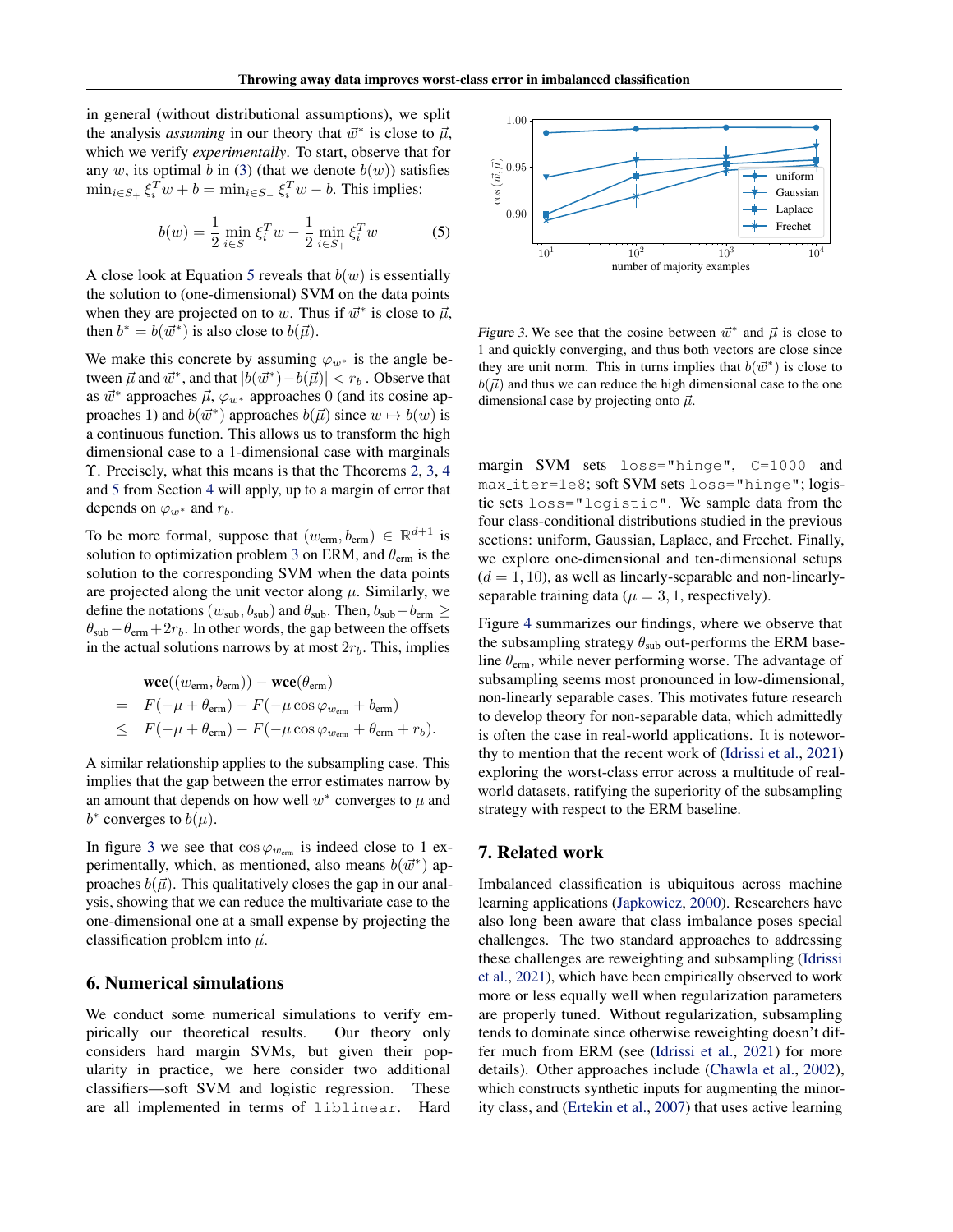in general (without distributional assumptions), we split the analysis *assuming* in our theory that $\vec{w}^*$ is close to $\vec{\mu}$, which we verify *experimentally*. To start, observe that for any $w$, its optimal $b$ in (3) (that we denote $b(w)$) satisfies $\min_{i \in S_+} \xi_i^T w + b = \min_{i \in S_-} \xi_i^T w - b$. This implies:

$$b(w) = \frac{1}{2} \min_{i \in S_-} \xi_i^T w - \frac{1}{2} \min_{i \in S_+} \xi_i^T w \tag{5}$$

A close look at Equation 5 reveals that $b(w)$ is essentially the solution to (one-dimensional) SVM on the data points when they are projected on to $w$. Thus if $\vec{w}^*$ is close to $\vec{\mu}$, then $b^* = b(\vec{w}^*)$ is also close to $b(\vec{\mu})$.

We make this concrete by assuming $\varphi_{w^*}$ is the angle between $\vec{\mu}$ and $\vec{w}^*$, and that $|b(\vec{w}^*) - b(\vec{\mu})| < r_b$. Observe that as $\vec{w}^*$ approaches $\vec{\mu}$, $\varphi_{w^*}$ approaches 0 (and its cosine approaches 1) and $b(\vec{w}^*)$ approaches $b(\vec{\mu})$ since $w \mapsto b(w)$ is a continuous function. This allows us to transform the high dimensional case to a 1-dimensional case with marginals $\Upsilon$. Precisely, what this means is that the Theorems 2, 3, 4 and 5 from Section 4 will apply, up to a margin of error that depends on $\varphi_{w^*}$ and $r_b$.

To be more formal, suppose that $(w_{\text{erm}}, b_{\text{erm}}) \in \mathbb{R}^{d+1}$ is solution to optimization problem 3 on ERM, and $\theta_{\text{erm}}$ is the solution to the corresponding SVM when the data points are projected along the unit vector along $\mu$. Similarly, we define the notations $(w_{\text{sub}}, b_{\text{sub}})$ and $\theta_{\text{sub}}$. Then, $b_{\text{sub}} - b_{\text{erm}} \geq \theta_{\text{sub}} - \theta_{\text{erm}} + 2r_b$. In other words, the gap between the offsets in the actual solutions narrows by at most $2r_b$. This, implies

$$\begin{aligned}
& \textbf{wce}((w_{\text{erm}}, b_{\text{erm}})) - \textbf{wce}(\theta_{\text{erm}}) \\
= \quad & F(-\mu + \theta_{\text{erm}}) - F(-\mu \cos \varphi_{w_{\text{erm}}} + b_{\text{erm}}) \\
\leq \quad & F(-\mu + \theta_{\text{erm}}) - F(-\mu \cos \varphi_{w_{\text{erm}}} + \theta_{\text{erm}} + r_b).
\end{aligned}$$

A similar relationship applies to the subsampling case. This implies that the gap between the error estimates narrow by an amount that depends on how well $w^*$ converges to $\mu$ and $b^*$ converges to $b(\mu)$.

In figure 3 we see that $\cos \varphi_{w_{\text{erm}}}$ is indeed close to 1 experimentally, which, as mentioned, also means $b(\vec{w}^*)$ approaches $b(\vec{\mu})$. This qualitatively closes the gap in our analysis, showing that we can reduce the multivariate case to the one-dimensional one at a small expense by projecting the classification problem into $\vec{\mu}$.

Figure 3. We see that the cosine between $\vec{w}^*$ and $\vec{\mu}$ is close to 1 and quickly converging, and thus both vectors are close since they are unit norm. This in turns implies that $b(\vec{w}^*)$ is close to $b(\vec{\mu})$ and thus we can reduce the high dimensional case to the one dimensional case by projecting onto $\vec{\mu}$.

## 6. Numerical simulations

We conduct some numerical simulations to verify empirically our theoretical results. Our theory only considers hard margin SVMs, but given their popularity in practice, we here consider two additional classifiers—soft SVM and logistic regression. These are all implemented in terms of `liblinear`. Hard margin SVM sets `loss="hinge"`, `C=1000` and `max_iter=1e8`; soft SVM sets `loss="hinge"`; logistic sets `loss="logistic"`. We sample data from the four class-conditional distributions studied in the previous sections: uniform, Gaussian, Laplace, and Frechet. Finally, we explore one-dimensional and ten-dimensional setups ($d = 1, 10$), as well as linearly-separable and non-linearly-separable training data ($\mu = 3, 1$, respectively).

Figure 4 summarizes our findings, where we observe that the subsampling strategy $\theta_{\text{sub}}$ out-performs the ERM baseline $\theta_{\text{erm}}$, while never performing worse. The advantage of subsampling seems most pronounced in low-dimensional, non-linearly separable cases. This motivates future research to develop theory for non-separable data, which admittedly is often the case in real-world applications. It is noteworthy to mention that the recent work of (Idrissi et al., 2021) exploring the worst-class error across a multitude of real-world datasets, ratifying the superiority of the subsampling strategy with respect to the ERM baseline.

## 7. Related work

Imbalanced classification is ubiquitous across machine learning applications (Japkowicz, 2000). Researchers have also long been aware that class imbalance poses special challenges. The two standard approaches to addressing these challenges are reweighting and subsampling (Idrissi et al., 2021), which have been empirically observed to work more or less equally well when regularization parameters are properly tuned. Without regularization, subsampling tends to dominate since otherwise reweighting doesn't differ much from ERM (see (Idrissi et al., 2021) for more details). Other approaches include (Chawla et al., 2002), which constructs synthetic inputs for augmenting the minority class, and (Ertekin et al., 2007) that uses active learning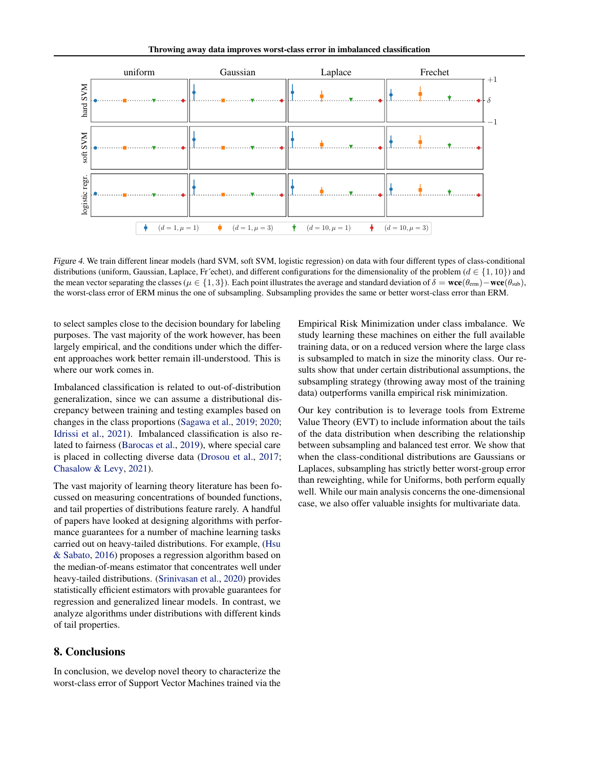*Figure 4.* We train different linear models (hard SVM, soft SVM, logistic regression) on data with four different types of class-conditional distributions (uniform, Gaussian, Laplace, Fréchet), and different configurations for the dimensionality of the problem ($d \in \{1, 10\}$) and the mean vector separating the classes ($\mu \in \{1, 3\}$). Each point illustrates the average and standard deviation of $\delta = \mathbf{wce}(\theta_{\text{erm}}) - \mathbf{wce}(\theta_{\text{sub}})$, the worst-class error of ERM minus the one of subsampling. Subsampling provides the same or better worst-class error than ERM.

to select samples close to the decision boundary for labeling purposes. The vast majority of the work however, has been largely empirical, and the conditions under which the different approaches work better remain ill-understood. This is where our work comes in.

Imbalanced classification is related to out-of-distribution generalization, since we can assume a distributional discrepancy between training and testing examples based on changes in the class proportions (Sagawa et al., 2019; 2020; Idrissi et al., 2021). Imbalanced classification is also related to fairness (Barocas et al., 2019), where special care is placed in collecting diverse data (Drosou et al., 2017; Chasalow & Levy, 2021).

The vast majority of learning theory literature has been focussed on measuring concentrations of bounded functions, and tail properties of distributions feature rarely. A handful of papers have looked at designing algorithms with performance guarantees for a number of machine learning tasks carried out on heavy-tailed distributions. For example, (Hsu & Sabato, 2016) proposes a regression algorithm based on the median-of-means estimator that concentrates well under heavy-tailed distributions. (Srinivasan et al., 2020) provides statistically efficient estimators with provable guarantees for regression and generalized linear models. In contrast, we analyze algorithms under distributions with different kinds of tail properties.

## 8. Conclusions

In conclusion, we develop novel theory to characterize the worst-class error of Support Vector Machines trained via the Empirical Risk Minimization under class imbalance. We study learning these machines on either the full available training data, or on a reduced version where the large class is subsampled to match in size the minority class. Our results show that under certain distributional assumptions, the subsampling strategy (throwing away most of the training data) outperforms vanilla empirical risk minimization.

Our key contribution is to leverage tools from Extreme Value Theory (EVT) to include information about the tails of the data distribution when describing the relationship between subsampling and balanced test error. We show that when the class-conditional distributions are Gaussians or Laplaces, subsampling has strictly better worst-group error than reweighting, while for Uniforms, both perform equally well. While our main analysis concerns the one-dimensional case, we also offer valuable insights for multivariate data.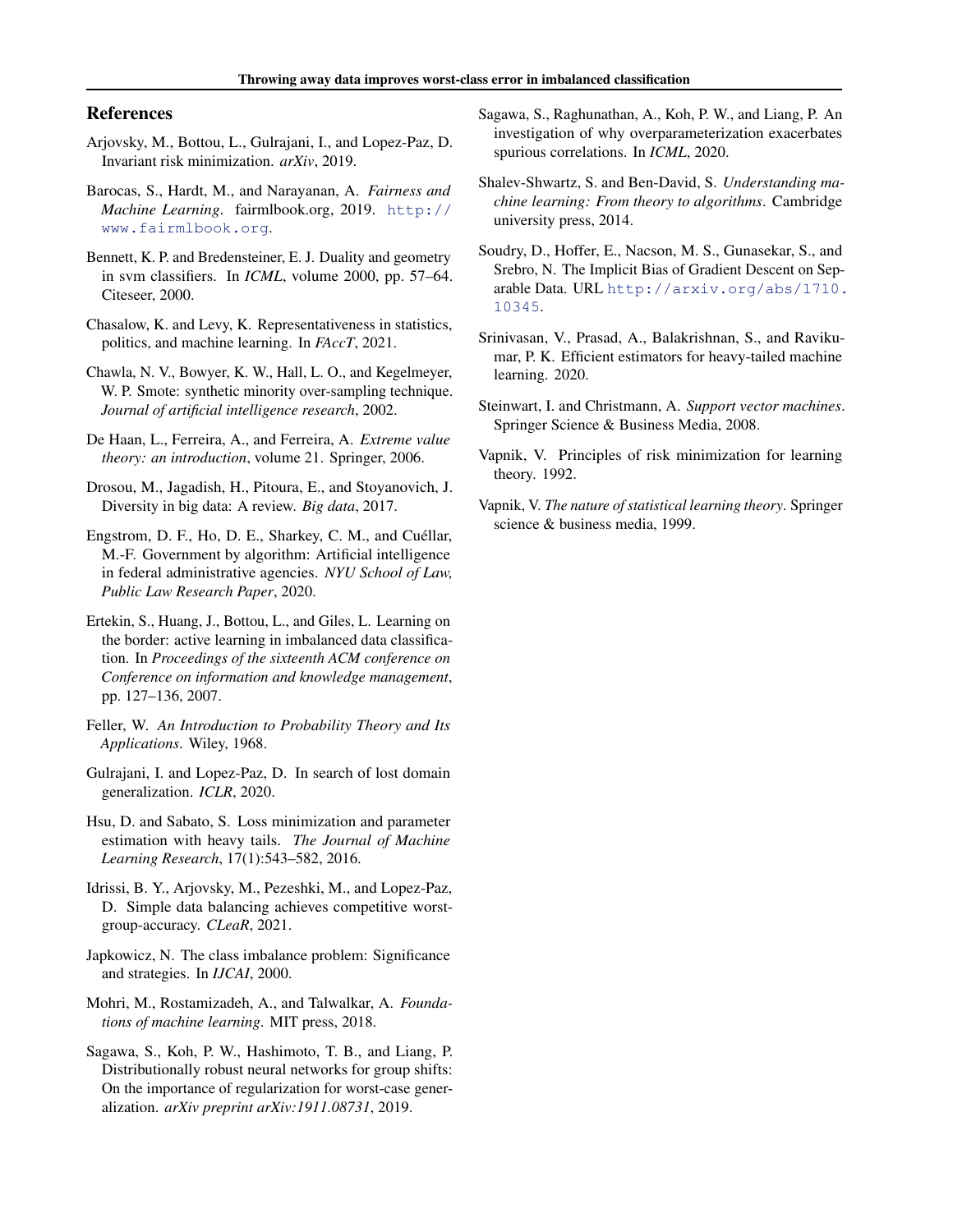## References

Arjovsky, M., Bottou, L., Gulrajani, I., and Lopez-Paz, D. Invariant risk minimization. *arXiv*, 2019.

Barocas, S., Hardt, M., and Narayanan, A. *Fairness and Machine Learning*. fairmlbook.org, 2019. http://www.fairmlbook.org.

Bennett, K. P. and Bredensteiner, E. J. Duality and geometry in svm classifiers. In *ICML*, volume 2000, pp. 57–64. Citeseer, 2000.

Chasalow, K. and Levy, K. Representativeness in statistics, politics, and machine learning. In *FAccT*, 2021.

Chawla, N. V., Bowyer, K. W., Hall, L. O., and Kegelmeyer, W. P. Smote: synthetic minority over-sampling technique. *Journal of artificial intelligence research*, 2002.

De Haan, L., Ferreira, A., and Ferreira, A. *Extreme value theory: an introduction*, volume 21. Springer, 2006.

Drosou, M., Jagadish, H., Pitoura, E., and Stoyanovich, J. Diversity in big data: A review. *Big data*, 2017.

Engstrom, D. F., Ho, D. E., Sharkey, C. M., and Cuéllar, M.-F. Government by algorithm: Artificial intelligence in federal administrative agencies. *NYU School of Law, Public Law Research Paper*, 2020.

Ertekin, S., Huang, J., Bottou, L., and Giles, L. Learning on the border: active learning in imbalanced data classification. In *Proceedings of the sixteenth ACM conference on Conference on information and knowledge management*, pp. 127–136, 2007.

Feller, W. *An Introduction to Probability Theory and Its Applications*. Wiley, 1968.

Gulrajani, I. and Lopez-Paz, D. In search of lost domain generalization. *ICLR*, 2020.

Hsu, D. and Sabato, S. Loss minimization and parameter estimation with heavy tails. *The Journal of Machine Learning Research*, 17(1):543–582, 2016.

Idrissi, B. Y., Arjovsky, M., Pezeshki, M., and Lopez-Paz, D. Simple data balancing achieves competitive worst-group-accuracy. *CLeaR*, 2021.

Japkowicz, N. The class imbalance problem: Significance and strategies. In *IJCAI*, 2000.

Mohri, M., Rostamizadeh, A., and Talwalkar, A. *Foundations of machine learning*. MIT press, 2018.

Sagawa, S., Koh, P. W., Hashimoto, T. B., and Liang, P. Distributionally robust neural networks for group shifts: On the importance of regularization for worst-case generalization. *arXiv preprint arXiv:1911.08731*, 2019.

Sagawa, S., Raghunathan, A., Koh, P. W., and Liang, P. An investigation of why overparameterization exacerbates spurious correlations. In *ICML*, 2020.

Shalev-Shwartz, S. and Ben-David, S. *Understanding machine learning: From theory to algorithms*. Cambridge university press, 2014.

Soudry, D., Hoffer, E., Nacson, M. S., Gunasekar, S., and Srebro, N. The Implicit Bias of Gradient Descent on Separable Data. URL http://arxiv.org/abs/1710.10345.

Srinivasan, V., Prasad, A., Balakrishnan, S., and Ravikumar, P. K. Efficient estimators for heavy-tailed machine learning. 2020.

Steinwart, I. and Christmann, A. *Support vector machines*. Springer Science & Business Media, 2008.

Vapnik, V. Principles of risk minimization for learning theory. 1992.

Vapnik, V. *The nature of statistical learning theory*. Springer science & business media, 1999.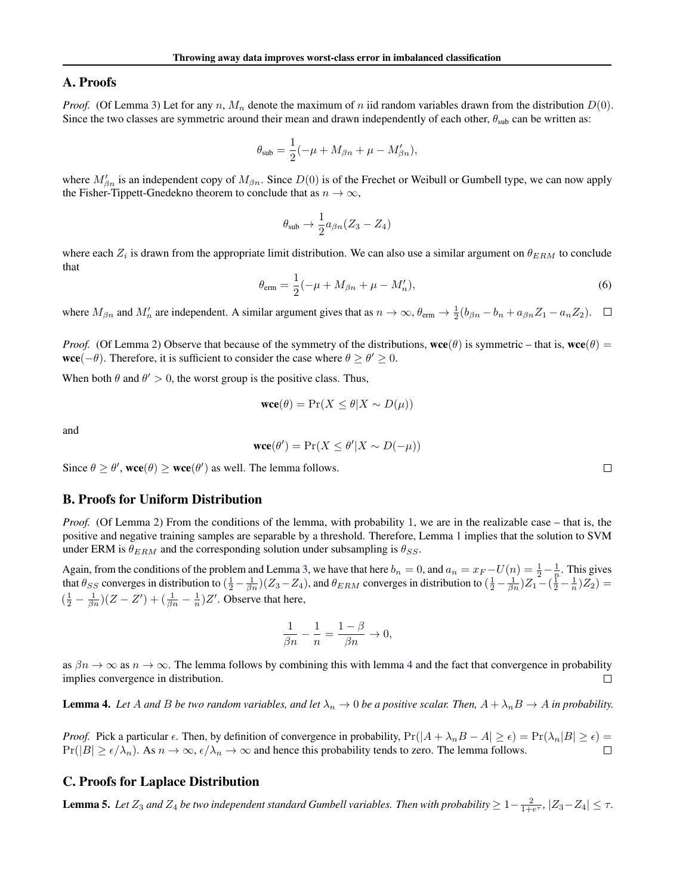## A. Proofs

*Proof.* (Of Lemma 3) Let for any $n$, $M_n$ denote the maximum of $n$ iid random variables drawn from the distribution $D(0)$. Since the two classes are symmetric around their mean and drawn independently of each other, $\theta_{\text{sub}}$ can be written as:

$$\theta_{\text{sub}} = \frac{1}{2}(-\mu + M_{\beta n} + \mu - M'_{\beta n}),$$

where $M'_{\beta n}$ is an independent copy of $M_{\beta n}$. Since $D(0)$ is of the Frechet or Weibull or Gumbell type, we can now apply the Fisher-Tippett-Gnedekno theorem to conclude that as $n \rightarrow \infty$,

$$\theta_{\text{sub}} \rightarrow \frac{1}{2} a_{\beta n}(Z_3 - Z_4)$$

where each $Z_i$ is drawn from the appropriate limit distribution. We can also use a similar argument on $\theta_{ERM}$ to conclude that

$$\theta_{\text{erm}} = \frac{1}{2}(-\mu + M_{\beta n} + \mu - M'_n), \tag{6}$$

where $M_{\beta n}$ and $M'_n$ are independent. A similar argument gives that as $n \rightarrow \infty$, $\theta_{\text{erm}} \rightarrow \frac{1}{2}(b_{\beta n} - b_n + a_{\beta n} Z_1 - a_n Z_2)$. $\square$

*Proof.* (Of Lemma 2) Observe that because of the symmetry of the distributions, $\textbf{wce}(\theta)$ is symmetric – that is, $\textbf{wce}(\theta) = \textbf{wce}(-\theta)$. Therefore, it is sufficient to consider the case where $\theta \geq \theta' \geq 0$.

When both $\theta$ and $\theta' > 0$, the worst group is the positive class. Thus,

$$\textbf{wce}(\theta) = \Pr(X \leq \theta | X \sim D(\mu))$$

and

$$\textbf{wce}(\theta') = \Pr(X \leq \theta' | X \sim D(-\mu))$$

Since $\theta \geq \theta'$, $\textbf{wce}(\theta) \geq \textbf{wce}(\theta')$ as well. The lemma follows. $\square$

## B. Proofs for Uniform Distribution

*Proof.* (Of Lemma 2) From the conditions of the lemma, with probability 1, we are in the realizable case – that is, the positive and negative training samples are separable by a threshold. Therefore, Lemma 1 implies that the solution to SVM under ERM is $\theta_{ERM}$ and the corresponding solution under subsampling is $\theta_{SS}$.

Again, from the conditions of the problem and Lemma 3, we have that here $b_n = 0$, and $a_n = x_F - U(n) = \frac{1}{2} - \frac{1}{n}$. This gives that $\theta_{SS}$ converges in distribution to $(\frac{1}{2} - \frac{1}{\beta n})(Z_3 - Z_4)$, and $\theta_{ERM}$ converges in distribution to $(\frac{1}{2} - \frac{1}{\beta n})Z_1 - (\frac{1}{2} - \frac{1}{n})Z_2) = (\frac{1}{2} - \frac{1}{\beta n})(Z - Z') + (\frac{1}{\beta n} - \frac{1}{n})Z'$. Observe that here,

$$\frac{1}{\beta n} - \frac{1}{n} = \frac{1 - \beta}{\beta n} \rightarrow 0,$$

as $\beta n \rightarrow \infty$ as $n \rightarrow \infty$. The lemma follows by combining this with lemma 4 and the fact that convergence in probability implies convergence in distribution. $\square$

**Lemma 4.** *Let $A$ and $B$ be two random variables, and let $\lambda_n \rightarrow 0$ be a positive scalar. Then, $A + \lambda_n B \rightarrow A$ in probability.*

*Proof.* Pick a particular $\epsilon$. Then, by definition of convergence in probability, $\Pr(|A + \lambda_n B - A| \geq \epsilon) = \Pr(\lambda_n |B| \geq \epsilon) = \Pr(|B| \geq \epsilon / \lambda_n)$. As $n \rightarrow \infty$, $\epsilon / \lambda_n \rightarrow \infty$ and hence this probability tends to zero. The lemma follows. $\square$

## C. Proofs for Laplace Distribution

**Lemma 5.** *Let $Z_3$ and $Z_4$ be two independent standard Gumbell variables. Then with probability $\geq 1 - \frac{2}{1+e^{\tau}}$, $|Z_3 - Z_4| \leq \tau$.*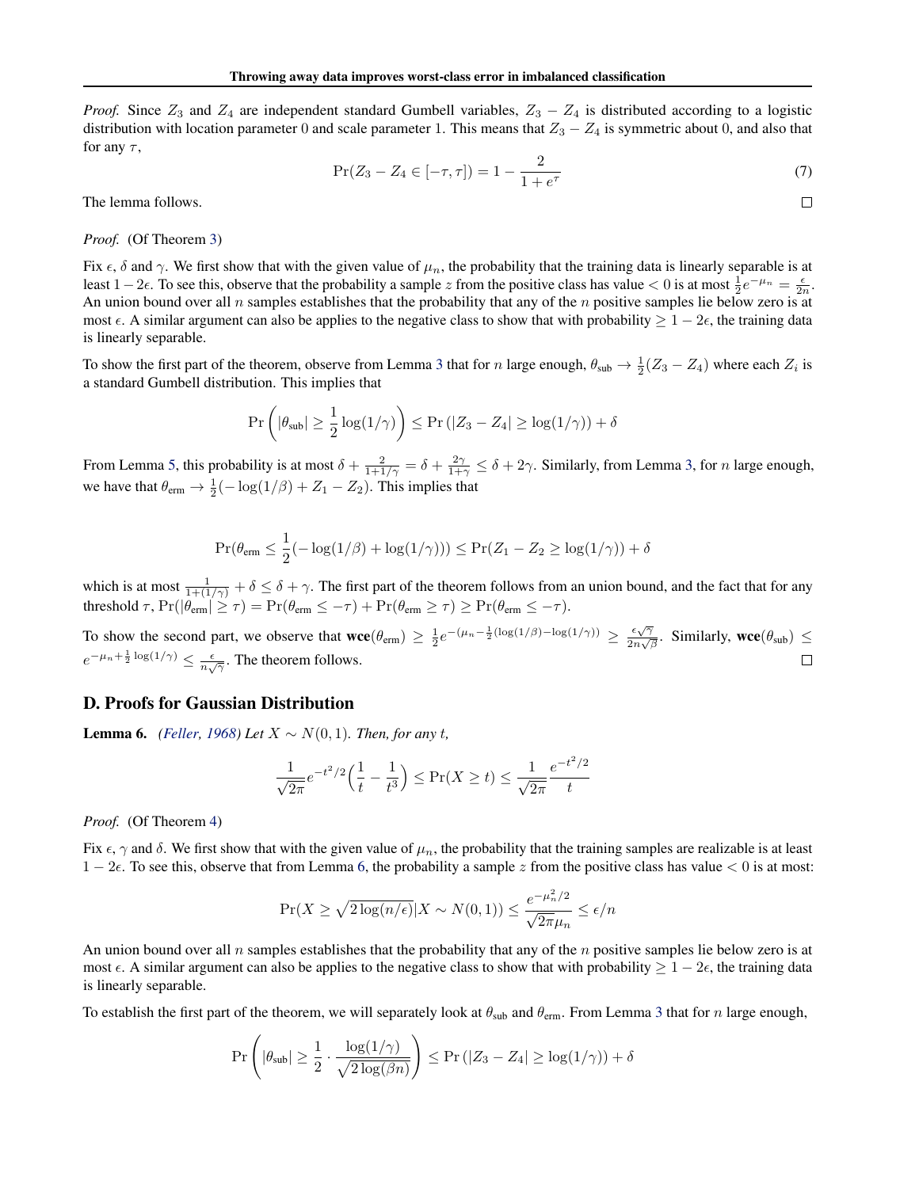*Proof.* Since $Z_3$ and $Z_4$ are independent standard Gumbell variables, $Z_3 - Z_4$ is distributed according to a logistic distribution with location parameter 0 and scale parameter 1. This means that $Z_3 - Z_4$ is symmetric about 0, and also that for any $\tau$,

$$\Pr(Z_3 - Z_4 \in [-\tau, \tau]) = 1 - \frac{2}{1 + e^{\tau}} \tag{7}$$

The lemma follows. □

*Proof.* (Of Theorem 3)

Fix $\epsilon$, $\delta$ and $\gamma$. We first show that with the given value of $\mu_n$, the probability that the training data is linearly separable is at least $1 - 2\epsilon$. To see this, observe that the probability a sample $z$ from the positive class has value $< 0$ is at most $\frac{1}{2}e^{-\mu_n} = \frac{\epsilon}{2n}$. An union bound over all $n$ samples establishes that the probability that any of the $n$ positive samples lie below zero is at most $\epsilon$. A similar argument can also be applies to the negative class to show that with probability $\geq 1 - 2\epsilon$, the training data is linearly separable.

To show the first part of the theorem, observe from Lemma 3 that for $n$ large enough, $\theta_{\text{sub}} \to \frac{1}{2}(Z_3 - Z_4)$ where each $Z_i$ is a standard Gumbell distribution. This implies that

$$\Pr\left(|\theta_{\text{sub}}| \geq \frac{1}{2}\log(1/\gamma)\right) \leq \Pr\left(|Z_3 - Z_4| \geq \log(1/\gamma)\right) + \delta$$

From Lemma 5, this probability is at most $\delta + \frac{2}{1+1/\gamma} = \delta + \frac{2\gamma}{1+\gamma} \leq \delta + 2\gamma$. Similarly, from Lemma 3, for $n$ large enough, we have that $\theta_{\text{erm}} \to \frac{1}{2}(-\log(1/\beta) + Z_1 - Z_2)$. This implies that

$$\Pr(\theta_{\text{erm}} \leq \frac{1}{2}(-\log(1/\beta) + \log(1/\gamma))) \leq \Pr(Z_1 - Z_2 \geq \log(1/\gamma)) + \delta$$

which is at most $\frac{1}{1+(1/\gamma)} + \delta \leq \delta + \gamma$. The first part of the theorem follows from an union bound, and the fact that for any threshold $\tau$, $\Pr(|\theta_{\text{erm}}| \geq \tau) = \Pr(\theta_{\text{erm}} \leq -\tau) + \Pr(\theta_{\text{erm}} \geq \tau) \geq \Pr(\theta_{\text{erm}} \leq -\tau)$.

To show the second part, we observe that $\textbf{wce}(\theta_{\text{erm}}) \geq \frac{1}{2}e^{-(\mu_n - \frac{1}{2}(\log(1/\beta) - \log(1/\gamma))} \geq \frac{\epsilon\sqrt{\gamma}}{2n\sqrt{\beta}}$. Similarly, $\textbf{wce}(\theta_{\text{sub}}) \leq e^{-\mu_n + \frac{1}{2}\log(1/\gamma)} \leq \frac{\epsilon}{n\sqrt{\gamma}}$. The theorem follows. □

## D. Proofs for Gaussian Distribution

**Lemma 6.** *(Feller, 1968) Let $X \sim N(0,1)$. Then, for any $t$,*

$$\frac{1}{\sqrt{2\pi}}e^{-t^2/2}\Big(\frac{1}{t} - \frac{1}{t^3}\Big) \leq \Pr(X \geq t) \leq \frac{1}{\sqrt{2\pi}}\frac{e^{-t^2/2}}{t}$$

*Proof.* (Of Theorem 4)

Fix $\epsilon$, $\gamma$ and $\delta$. We first show that with the given value of $\mu_n$, the probability that the training samples are realizable is at least $1 - 2\epsilon$. To see this, observe that from Lemma 6, the probability a sample $z$ from the positive class has value $< 0$ is at most:

$$\Pr(X \geq \sqrt{2\log(n/\epsilon)} | X \sim N(0,1)) \leq \frac{e^{-\mu_n^2/2}}{\sqrt{2\pi}\mu_n} \leq \epsilon/n$$

An union bound over all $n$ samples establishes that the probability that any of the $n$ positive samples lie below zero is at most $\epsilon$. A similar argument can also be applies to the negative class to show that with probability $\geq 1 - 2\epsilon$, the training data is linearly separable.

To establish the first part of the theorem, we will separately look at $\theta_{\text{sub}}$ and $\theta_{\text{erm}}$. From Lemma 3 that for $n$ large enough,

$$\Pr\left(|\theta_{\text{sub}}| \geq \frac{1}{2} \cdot \frac{\log(1/\gamma)}{\sqrt{2\log(\beta n)}}\right) \leq \Pr\left(|Z_3 - Z_4| \geq \log(1/\gamma)\right) + \delta$$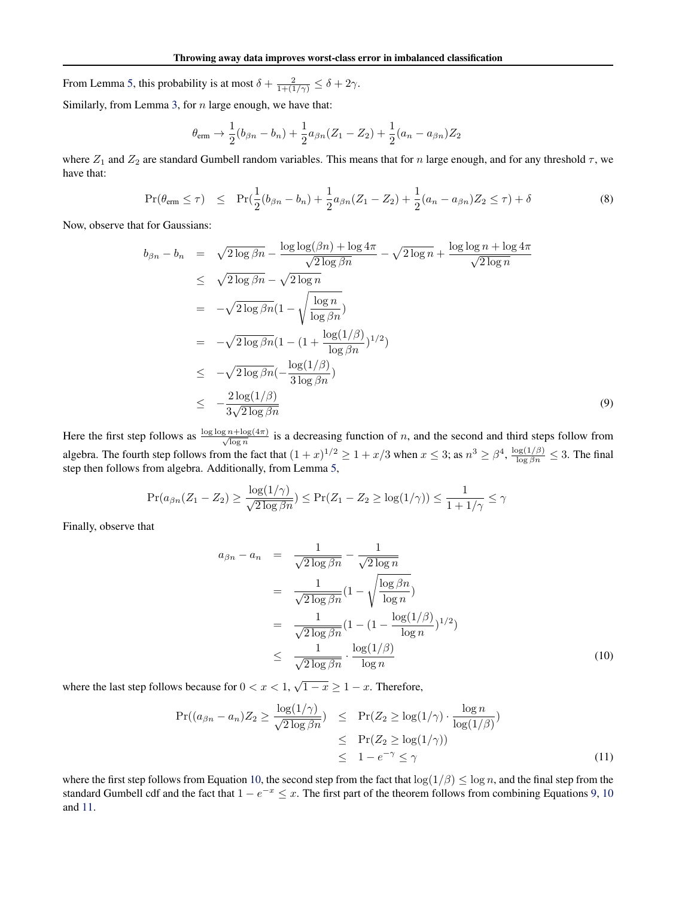From Lemma 5, this probability is at most $\delta + \frac{2}{1+(1/\gamma)} \leq \delta + 2\gamma$.

Similarly, from Lemma 3, for $n$ large enough, we have that:

$$\theta_{\text{erm}} \to \frac{1}{2}(b_{\beta n} - b_n) + \frac{1}{2}a_{\beta n}(Z_1 - Z_2) + \frac{1}{2}(a_n - a_{\beta n})Z_2$$

where $Z_1$ and $Z_2$ are standard Gumbell random variables. This means that for $n$ large enough, and for any threshold $\tau$, we have that:

$$\Pr(\theta_{\text{erm}} \leq \tau) \quad \leq \quad \Pr(\frac{1}{2}(b_{\beta n} - b_n) + \frac{1}{2}a_{\beta n}(Z_1 - Z_2) + \frac{1}{2}(a_n - a_{\beta n})Z_2 \leq \tau) + \delta \tag{8}$$

Now, observe that for Gaussians:

$$\begin{aligned}
b_{\beta n} - b_n &= \sqrt{2\log \beta n} - \frac{\log\log(\beta n) + \log 4\pi}{\sqrt{2\log \beta n}} - \sqrt{2\log n} + \frac{\log\log n + \log 4\pi}{\sqrt{2\log n}} \\
&\leq \sqrt{2\log \beta n} - \sqrt{2\log n} \\
&= -\sqrt{2\log \beta n}(1 - \sqrt{\frac{\log n}{\log \beta n}}) \\
&= -\sqrt{2\log \beta n}(1 - (1 + \frac{\log(1/\beta)}{\log \beta n})^{1/2}) \\
&\leq -\sqrt{2\log \beta n}(-\frac{\log(1/\beta)}{3\log \beta n}) \\
&\leq -\frac{2\log(1/\beta)}{3\sqrt{2\log \beta n}}
\end{aligned} \tag{9}$$

Here the first step follows as $\frac{\log\log n + \log(4\pi)}{\sqrt{\log n}}$ is a decreasing function of $n$, and the second and third steps follow from algebra. The fourth step follows from the fact that $(1+x)^{1/2} \geq 1 + x/3$ when $x \leq 3$; as $n^3 \geq \beta^4$, $\frac{\log(1/\beta)}{\log \beta n} \leq 3$. The final step then follows from algebra. Additionally, from Lemma 5,

$$\Pr(a_{\beta n}(Z_1 - Z_2) \geq \frac{\log(1/\gamma)}{\sqrt{2\log \beta n}}) \leq \Pr(Z_1 - Z_2 \geq \log(1/\gamma)) \leq \frac{1}{1 + 1/\gamma} \leq \gamma$$

Finally, observe that

$$\begin{aligned}
a_{\beta n} - a_n &= \frac{1}{\sqrt{2\log \beta n}} - \frac{1}{\sqrt{2\log n}} \\
&= \frac{1}{\sqrt{2\log \beta n}}(1 - \sqrt{\frac{\log \beta n}{\log n}}) \\
&= \frac{1}{\sqrt{2\log \beta n}}(1 - (1 - \frac{\log(1/\beta)}{\log n})^{1/2}) \\
&\leq \frac{1}{\sqrt{2\log \beta n}} \cdot \frac{\log(1/\beta)}{\log n}
\end{aligned} \tag{10}$$

where the last step follows because for $0 < x < 1$, $\sqrt{1-x} \geq 1 - x$. Therefore,

$$\begin{aligned}
\Pr((a_{\beta n} - a_n)Z_2 \geq \frac{\log(1/\gamma)}{\sqrt{2\log \beta n}}) &\leq \Pr(Z_2 \geq \log(1/\gamma) \cdot \frac{\log n}{\log(1/\beta)}) \\
&\leq \Pr(Z_2 \geq \log(1/\gamma)) \\
&\leq 1 - e^{-\gamma} \leq \gamma
\end{aligned} \tag{11}$$

where the first step follows from Equation 10, the second step from the fact that $\log(1/\beta) \leq \log n$, and the final step from the standard Gumbell cdf and the fact that $1 - e^{-x} \leq x$. The first part of the theorem follows from combining Equations 9, 10 and 11.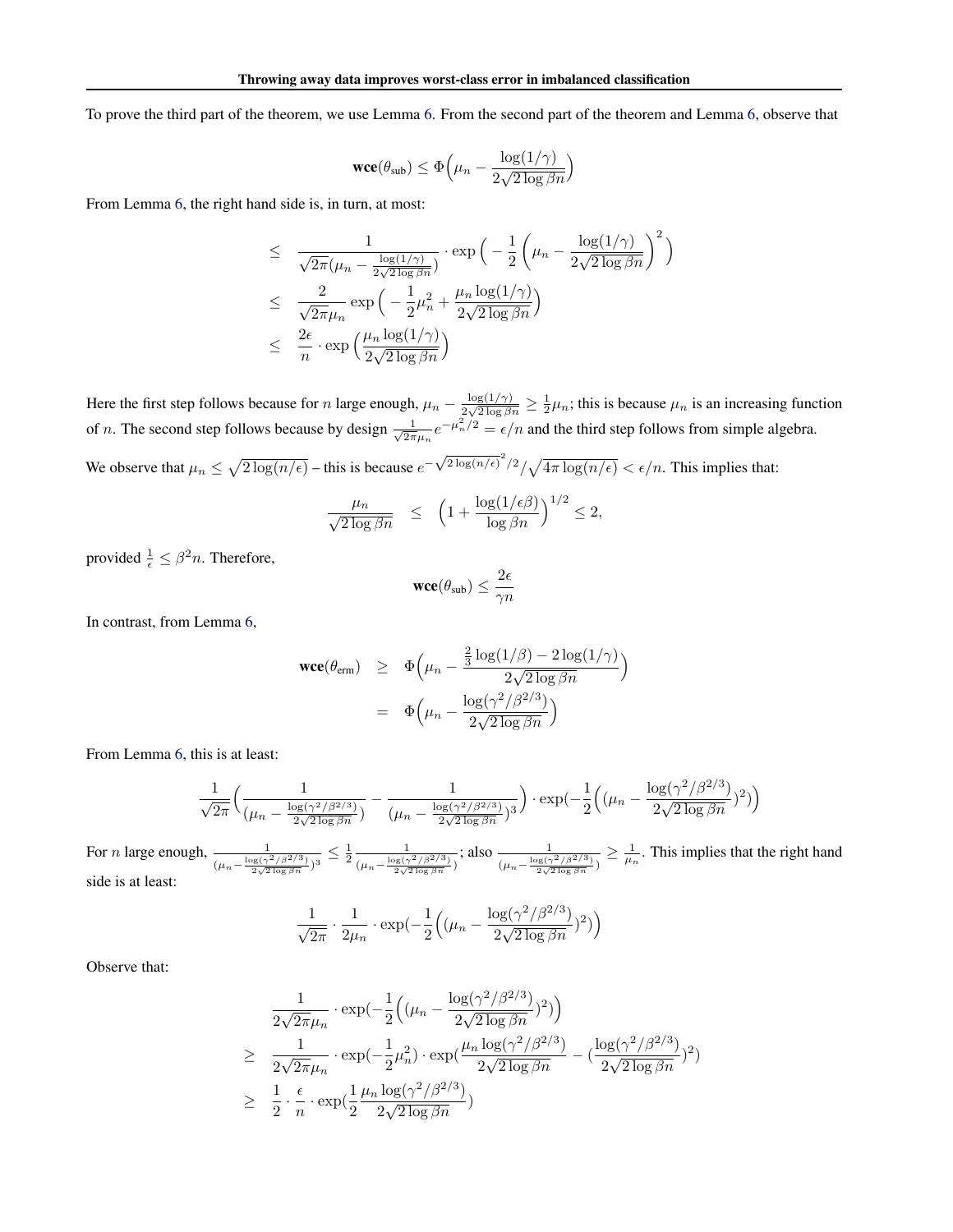To prove the third part of the theorem, we use Lemma 6. From the second part of the theorem and Lemma 6, observe that

$$\mathbf{wce}(\theta_{\text{sub}}) \leq \Phi\Big(\mu_n - \frac{\log(1/\gamma)}{2\sqrt{2\log\beta n}}\Big)$$

From Lemma 6, the right hand side is, in turn, at most:

$$\begin{aligned}
&\leq \quad \frac{1}{\sqrt{2\pi}(\mu_n - \frac{\log(1/\gamma)}{2\sqrt{2\log\beta n}})} \cdot \exp\Big(-\frac{1}{2}\Big(\mu_n - \frac{\log(1/\gamma)}{2\sqrt{2\log\beta n}}\Big)^2\Big) \\
&\leq \quad \frac{2}{\sqrt{2\pi}\mu_n}\exp\Big(-\frac{1}{2}\mu_n^2 + \frac{\mu_n\log(1/\gamma)}{2\sqrt{2\log\beta n}}\Big) \\
&\leq \quad \frac{2\epsilon}{n}\cdot\exp\Big(\frac{\mu_n\log(1/\gamma)}{2\sqrt{2\log\beta n}}\Big)
\end{aligned}$$

Here the first step follows because for $n$ large enough, $\mu_n - \frac{\log(1/\gamma)}{2\sqrt{2\log\beta n}} \geq \frac{1}{2}\mu_n$; this is because $\mu_n$ is an increasing function of $n$. The second step follows because by design $\frac{1}{\sqrt{2\pi}\mu_n}e^{-\mu_n^2/2} = \epsilon/n$ and the third step follows from simple algebra.

We observe that $\mu_n \leq \sqrt{2\log(n/\epsilon)}$ – this is because $e^{-\sqrt{2\log(n/\epsilon)}^2/2}/\sqrt{4\pi\log(n/\epsilon)} < \epsilon/n$. This implies that:

$$\frac{\mu_n}{\sqrt{2\log\beta n}} \quad \leq \quad \Big(1 + \frac{\log(1/\epsilon\beta)}{\log\beta n}\Big)^{1/2} \leq 2,$$

provided $\frac{1}{\epsilon} \leq \beta^2 n$. Therefore,

$$\mathbf{wce}(\theta_{\text{sub}}) \leq \frac{2\epsilon}{\gamma n}$$

In contrast, from Lemma 6,

$$\begin{aligned}
\mathbf{wce}(\theta_{\text{erm}}) \quad &\geq \quad \Phi\Big(\mu_n - \frac{\frac{2}{3}\log(1/\beta) - 2\log(1/\gamma)}{2\sqrt{2\log\beta n}}\Big) \\
&= \quad \Phi\Big(\mu_n - \frac{\log(\gamma^2/\beta^{2/3})}{2\sqrt{2\log\beta n}}\Big)
\end{aligned}$$

From Lemma 6, this is at least:

$$\frac{1}{\sqrt{2\pi}}\Big(\frac{1}{(\mu_n - \frac{\log(\gamma^2/\beta^{2/3})}{2\sqrt{2\log\beta n}})} - \frac{1}{(\mu_n - \frac{\log(\gamma^2/\beta^{2/3})}{2\sqrt{2\log\beta n}})^3}\Big)\cdot\exp(-\frac{1}{2}\Big((\mu_n - \frac{\log(\gamma^2/\beta^{2/3})}{2\sqrt{2\log\beta n}})^2\Big)$$

For $n$ large enough, $\frac{1}{(\mu_n - \frac{\log(\gamma^2/\beta^{2/3})}{2\sqrt{2\log\beta n}})^3} \leq \frac{1}{2}\frac{1}{(\mu_n - \frac{\log(\gamma^2/\beta^{2/3})}{2\sqrt{2\log\beta n}})}$; also $\frac{1}{(\mu_n - \frac{\log(\gamma^2/\beta^{2/3})}{2\sqrt{2\log\beta n}})} \geq \frac{1}{\mu_n}$. This implies that the right hand side is at least:

$$\frac{1}{\sqrt{2\pi}}\cdot\frac{1}{2\mu_n}\cdot\exp(-\frac{1}{2}\Big((\mu_n - \frac{\log(\gamma^2/\beta^{2/3})}{2\sqrt{2\log\beta n}})^2\Big)$$

Observe that:

$$\begin{aligned}
&\frac{1}{2\sqrt{2\pi}\mu_n}\cdot\exp(-\frac{1}{2}\Big((\mu_n - \frac{\log(\gamma^2/\beta^{2/3})}{2\sqrt{2\log\beta n}})^2\Big) \\
\geq \quad &\frac{1}{2\sqrt{2\pi}\mu_n}\cdot\exp(-\frac{1}{2}\mu_n^2)\cdot\exp(\frac{\mu_n\log(\gamma^2/\beta^{2/3})}{2\sqrt{2\log\beta n}} - (\frac{\log(\gamma^2/\beta^{2/3})}{2\sqrt{2\log\beta n}})^2) \\
\geq \quad &\frac{1}{2}\cdot\frac{\epsilon}{n}\cdot\exp(\frac{1}{2}\frac{\mu_n\log(\gamma^2/\beta^{2/3})}{2\sqrt{2\log\beta n}})
\end{aligned}$$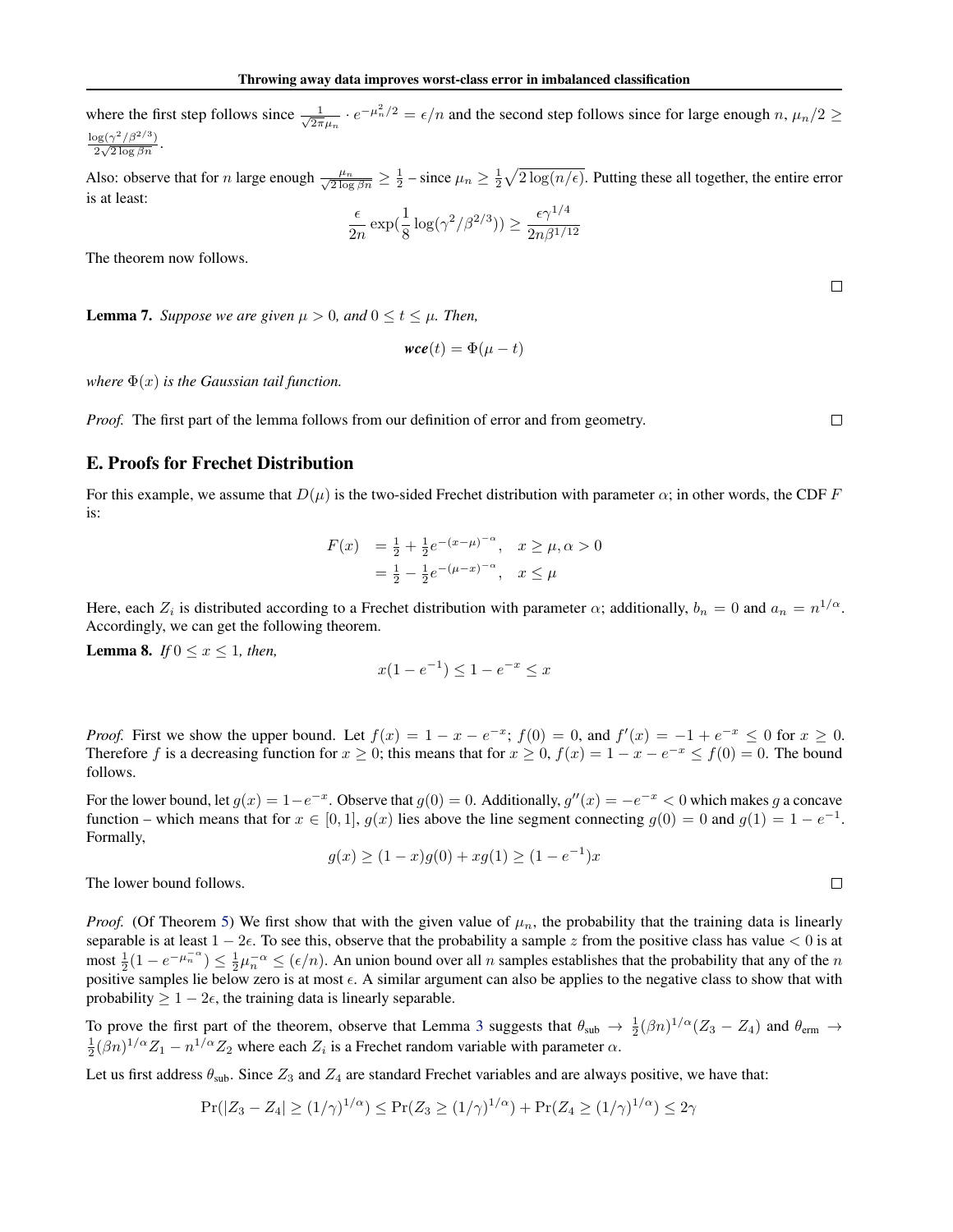where the first step follows since $\frac{1}{\sqrt{2\pi}\mu_n} \cdot e^{-\mu_n^2/2} = \epsilon/n$ and the second step follows since for large enough $n$, $\mu_n/2 \geq \frac{\log(\gamma^2/\beta^{2/3})}{2\sqrt{2\log \beta n}}$.

Also: observe that for $n$ large enough $\frac{\mu_n}{\sqrt{2\log \beta n}} \geq \frac{1}{2}$ – since $\mu_n \geq \frac{1}{2}\sqrt{2\log(n/\epsilon)}$. Putting these all together, the entire error is at least:

$$\frac{\epsilon}{2n}\exp(\frac{1}{8}\log(\gamma^2/\beta^{2/3})) \geq \frac{\epsilon\gamma^{1/4}}{2n\beta^{1/12}}$$

The theorem now follows.

∎

**Lemma 7.** *Suppose we are given $\mu > 0$, and $0 \leq t \leq \mu$. Then,*

$$\textbf{\textit{wce}}(t) = \Phi(\mu - t)$$

*where $\Phi(x)$ is the Gaussian tail function.*

*Proof.* The first part of the lemma follows from our definition of error and from geometry. ∎

## E. Proofs for Frechet Distribution

For this example, we assume that $D(\mu)$ is the two-sided Frechet distribution with parameter $\alpha$; in other words, the CDF $F$ is:

$$\begin{aligned} F(x) &= \tfrac{1}{2} + \tfrac{1}{2}e^{-(x-\mu)^{-\alpha}}, \quad x \geq \mu, \alpha > 0 \\ &= \tfrac{1}{2} - \tfrac{1}{2}e^{-(\mu-x)^{-\alpha}}, \quad x \leq \mu \end{aligned}$$

Here, each $Z_i$ is distributed according to a Frechet distribution with parameter $\alpha$; additionally, $b_n = 0$ and $a_n = n^{1/\alpha}$. Accordingly, we can get the following theorem.

**Lemma 8.** *If $0 \leq x \leq 1$, then,*

$$x(1 - e^{-1}) \leq 1 - e^{-x} \leq x$$

*Proof.* First we show the upper bound. Let $f(x) = 1 - x - e^{-x}$; $f(0) = 0$, and $f'(x) = -1 + e^{-x} \leq 0$ for $x \geq 0$. Therefore $f$ is a decreasing function for $x \geq 0$; this means that for $x \geq 0$, $f(x) = 1 - x - e^{-x} \leq f(0) = 0$. The bound follows.

For the lower bound, let $g(x) = 1 - e^{-x}$. Observe that $g(0) = 0$. Additionally, $g''(x) = -e^{-x} < 0$ which makes $g$ a concave function – which means that for $x \in [0, 1]$, $g(x)$ lies above the line segment connecting $g(0) = 0$ and $g(1) = 1 - e^{-1}$. Formally,

$$g(x) \geq (1 - x)g(0) + xg(1) \geq (1 - e^{-1})x$$

The lower bound follows. ∎

*Proof.* (Of Theorem 5) We first show that with the given value of $\mu_n$, the probability that the training data is linearly separable is at least $1 - 2\epsilon$. To see this, observe that the probability a sample $z$ from the positive class has value $< 0$ is at most $\frac{1}{2}(1 - e^{-\mu_n^{-\alpha}}) \leq \frac{1}{2}\mu_n^{-\alpha} \leq (\epsilon/n)$. An union bound over all $n$ samples establishes that the probability that any of the $n$ positive samples lie below zero is at most $\epsilon$. A similar argument can also be applies to the negative class to show that with probability $\geq 1 - 2\epsilon$, the training data is linearly separable.

To prove the first part of the theorem, observe that Lemma 3 suggests that $\theta_{\text{sub}} \to \frac{1}{2}(\beta n)^{1/\alpha}(Z_3 - Z_4)$ and $\theta_{\text{erm}} \to \frac{1}{2}(\beta n)^{1/\alpha}Z_1 - n^{1/\alpha}Z_2$ where each $Z_i$ is a Frechet random variable with parameter $\alpha$.

Let us first address $\theta_{\text{sub}}$. Since $Z_3$ and $Z_4$ are standard Frechet variables and are always positive, we have that:

$$\Pr(|Z_3 - Z_4| \geq (1/\gamma)^{1/\alpha}) \leq \Pr(Z_3 \geq (1/\gamma)^{1/\alpha}) + \Pr(Z_4 \geq (1/\gamma)^{1/\alpha}) \leq 2\gamma$$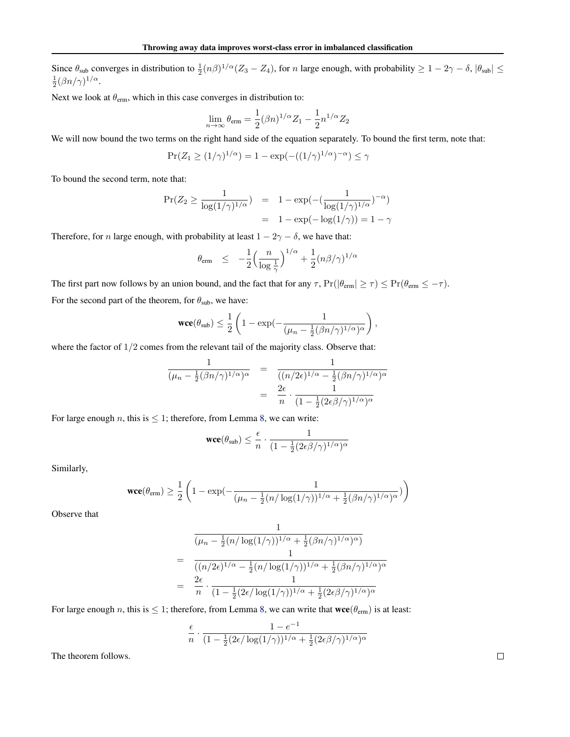Since $\theta_{\text{sub}}$ converges in distribution to $\frac{1}{2}(n\beta)^{1/\alpha}(Z_3 - Z_4)$, for $n$ large enough, with probability $\geq 1 - 2\gamma - \delta$, $|\theta_{\text{sub}}| \leq \frac{1}{2}(\beta n/\gamma)^{1/\alpha}$.

Next we look at $\theta_{\text{erm}}$, which in this case converges in distribution to:

$$\lim_{n\to\infty} \theta_{\text{erm}} = \frac{1}{2}(\beta n)^{1/\alpha} Z_1 - \frac{1}{2} n^{1/\alpha} Z_2$$

We will now bound the two terms on the right hand side of the equation separately. To bound the first term, note that:

$$\Pr(Z_1 \geq (1/\gamma)^{1/\alpha}) = 1 - \exp(-((1/\gamma)^{1/\alpha})^{-\alpha}) \leq \gamma$$

To bound the second term, note that:

$$\begin{aligned}
\Pr(Z_2 \geq \frac{1}{\log(1/\gamma)^{1/\alpha}}) &= 1 - \exp(-(\frac{1}{\log(1/\gamma)^{1/\alpha}})^{-\alpha}) \\
&= 1 - \exp(-\log(1/\gamma)) = 1 - \gamma
\end{aligned}$$

Therefore, for $n$ large enough, with probability at least $1 - 2\gamma - \delta$, we have that:

$$\theta_{\text{erm}} \leq -\frac{1}{2}\Big(\frac{n}{\log\frac{1}{\gamma}}\Big)^{1/\alpha} + \frac{1}{2}(n\beta/\gamma)^{1/\alpha}$$

The first part now follows by an union bound, and the fact that for any $\tau$, $\Pr(|\theta_{\text{erm}}| \geq \tau) \leq \Pr(\theta_{\text{erm}} \leq -\tau)$.

For the second part of the theorem, for $\theta_{\text{sub}}$, we have:

$$\textbf{wce}(\theta_{\text{sub}}) \leq \frac{1}{2}\left(1 - \exp(-\frac{1}{(\mu_n - \frac{1}{2}(\beta n/\gamma)^{1/\alpha})^{\alpha}}\right),$$

where the factor of $1/2$ comes from the relevant tail of the majority class. Observe that:

$$\begin{aligned}
\frac{1}{(\mu_n - \frac{1}{2}(\beta n/\gamma)^{1/\alpha})^{\alpha}} &= \frac{1}{((n/2\epsilon)^{1/\alpha} - \frac{1}{2}(\beta n/\gamma)^{1/\alpha})^{\alpha}} \\
&= \frac{2\epsilon}{n} \cdot \frac{1}{(1 - \frac{1}{2}(2\epsilon\beta/\gamma)^{1/\alpha})^{\alpha}}
\end{aligned}$$

For large enough $n$, this is $\leq 1$; therefore, from Lemma 8, we can write:

$$\textbf{wce}(\theta_{\text{sub}}) \leq \frac{\epsilon}{n} \cdot \frac{1}{(1 - \frac{1}{2}(2\epsilon\beta/\gamma)^{1/\alpha})^{\alpha}}$$

Similarly,

$$\textbf{wce}(\theta_{\text{erm}}) \geq \frac{1}{2}\left(1 - \exp(-\frac{1}{(\mu_n - \frac{1}{2}(n/\log(1/\gamma))^{1/\alpha} + \frac{1}{2}(\beta n/\gamma)^{1/\alpha})^{\alpha}})\right)$$

Observe that

$$\begin{aligned}
& \frac{1}{(\mu_n - \frac{1}{2}(n/\log(1/\gamma))^{1/\alpha} + \frac{1}{2}(\beta n/\gamma)^{1/\alpha})^{\alpha})} \\
= & \frac{1}{((n/2\epsilon)^{1/\alpha} - \frac{1}{2}(n/\log(1/\gamma))^{1/\alpha} + \frac{1}{2}(\beta n/\gamma)^{1/\alpha})^{\alpha}} \\
= & \frac{2\epsilon}{n} \cdot \frac{1}{(1 - \frac{1}{2}(2\epsilon/\log(1/\gamma))^{1/\alpha} + \frac{1}{2}(2\epsilon\beta/\gamma)^{1/\alpha})^{\alpha}}
\end{aligned}$$

For large enough $n$, this is $\leq 1$; therefore, from Lemma 8, we can write that $\textbf{wce}(\theta_{\text{erm}})$ is at least:

$$\frac{\epsilon}{n} \cdot \frac{1 - e^{-1}}{(1 - \frac{1}{2}(2\epsilon/\log(1/\gamma))^{1/\alpha} + \frac{1}{2}(2\epsilon\beta/\gamma)^{1/\alpha})^{\alpha}}$$

The theorem follows. □